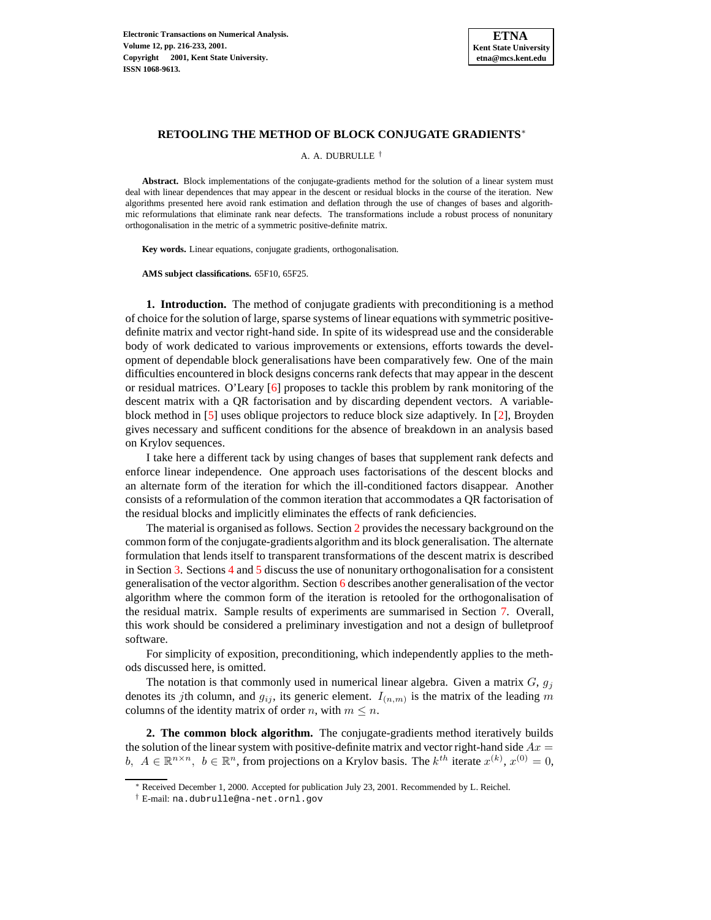# RETOOLING THE METHOD OF BLOCK CONJUGATE GRADIENTS*

A. A. DUBRULLE †

**Abstract.** Block implementations of the conjugate-gradients method for the solution of a linear system must deal with linear dependences that may appear in the descent or residual blocks in the course of the iteration. New algorithms presented here avoid rank estimation and deflation through the use of changes of bases and algorithmic reformulations that eliminate rank near defects. The transformations include a robust process of nonunitary orthogonalisation in the metric of a symmetric positive-definite matrix.

**Key words.** Linear equations, conjugate gradients, orthogonalisation.

**AMS subject classifications.** 65F10, 65F25.

**1. Introduction.** The method of conjugate gradients with preconditioning is a method of choice for the solution of large, sparse systems of linear equations with symmetric positive-definite matrix and vector right-hand side. In spite of its widespread use and the considerable body of work dedicated to various improvements or extensions, efforts towards the development of dependable block generalisations have been comparatively few. One of the main difficulties encountered in block designs concerns rank defects that may appear in the descent or residual matrices. O'Leary [6] proposes to tackle this problem by rank monitoring of the descent matrix with a QR factorisation and by discarding dependent vectors. A variable-block method in [5] uses oblique projectors to reduce block size adaptively. In [2], Broyden gives necessary and sufficent conditions for the absence of breakdown in an analysis based on Krylov sequences.

I take here a different tack by using changes of bases that supplement rank defects and enforce linear independence. One approach uses factorisations of the descent blocks and an alternate form of the iteration for which the ill-conditioned factors disappear. Another consists of a reformulation of the common iteration that accommodates a QR factorisation of the residual blocks and implicitly eliminates the effects of rank deficiencies.

The material is organised as follows. Section 2 provides the necessary background on the common form of the conjugate-gradients algorithm and its block generalisation. The alternate formulation that lends itself to transparent transformations of the descent matrix is described in Section 3. Sections 4 and 5 discuss the use of nonunitary orthogonalisation for a consistent generalisation of the vector algorithm. Section 6 describes another generalisation of the vector algorithm where the common form of the iteration is retooled for the orthogonalisation of the residual matrix. Sample results of experiments are summarised in Section 7. Overall, this work should be considered a preliminary investigation and not a design of bulletproof software.

For simplicity of exposition, preconditioning, which independently applies to the methods discussed here, is omitted.

The notation is that commonly used in numerical linear algebra. Given a matrix $G$, $g_j$ denotes its $j$th column, and $g_{ij}$, its generic element. $I_{(n,m)}$ is the matrix of the leading $m$ columns of the identity matrix of order $n$, with $m \leq n$.

**2. The common block algorithm.** The conjugate-gradients method iteratively builds the solution of the linear system with positive-definite matrix and vector right-hand side $Ax = b$, $A \in \mathbb{R}^{n\times n}$, $b \in \mathbb{R}^n$, from projections on a Krylov basis. The $k^{th}$ iterate $x^{(k)}$, $x^{(0)} = 0$,

---

* Received December 1, 2000. Accepted for publication July 23, 2001. Recommended by L. Reichel.

† E-mail: na.dubrulle@na-net.ornl.gov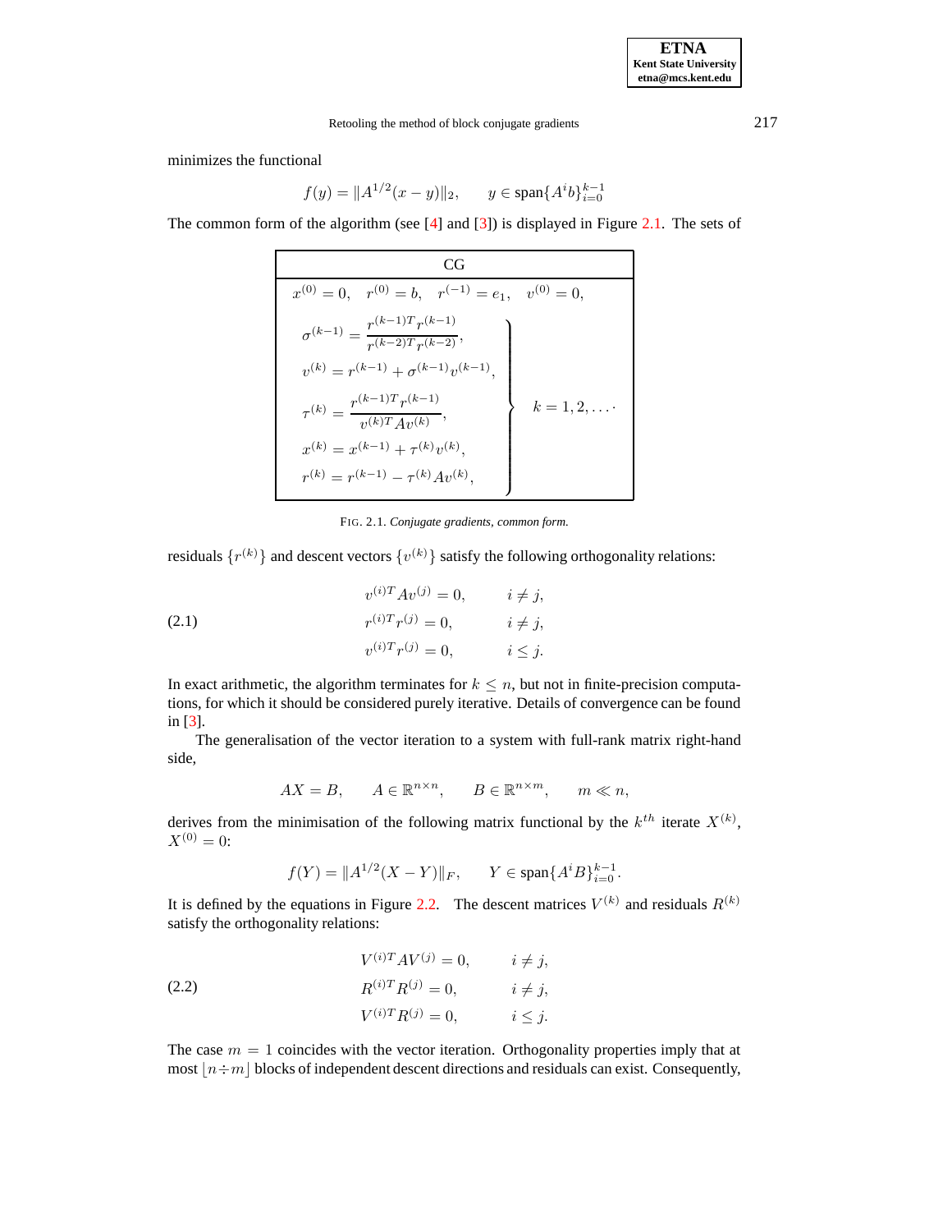minimizes the functional

$$f(y) = \|A^{1/2}(x - y)\|_2, \qquad y \in \text{span}\{A^i b\}_{i=0}^{k-1}$$

The common form of the algorithm (see [4] and [3]) is displayed in Figure 2.1. The sets of

$$\boxed{\begin{array}{c} \text{CG} \\ \hline x^{(0)} = 0, \quad r^{(0)} = b, \quad r^{(-1)} = e_1, \quad v^{(0)} = 0, \\ \left.\begin{array}{l} \sigma^{(k-1)} = \dfrac{r^{(k-1)T} r^{(k-1)}}{r^{(k-2)T} r^{(k-2)}}, \\ v^{(k)} = r^{(k-1)} + \sigma^{(k-1)} v^{(k-1)}, \\ \tau^{(k)} = \dfrac{r^{(k-1)T} r^{(k-1)}}{v^{(k)T} A v^{(k)}}, \\ x^{(k)} = x^{(k-1)} + \tau^{(k)} v^{(k)}, \\ r^{(k)} = r^{(k-1)} - \tau^{(k)} A v^{(k)}, \end{array}\right\} \quad k = 1, 2, \ldots \cdot \end{array}}$$

FIG. 2.1. *Conjugate gradients, common form.*

residuals $\{r^{(k)}\}$ and descent vectors $\{v^{(k)}\}$ satisfy the following orthogonality relations:

$$\begin{aligned} v^{(i)T} A v^{(j)} &= 0, \qquad i \neq j, \\ r^{(i)T} r^{(j)} &= 0, \qquad i \neq j, \\ v^{(i)T} r^{(j)} &= 0, \qquad i \leq j. \end{aligned} \tag{2.1}$$

In exact arithmetic, the algorithm terminates for $k \leq n$, but not in finite-precision computations, for which it should be considered purely iterative. Details of convergence can be found in [3].

The generalisation of the vector iteration to a system with full-rank matrix right-hand side,

$$AX = B, \qquad A \in \mathbb{R}^{n \times n}, \qquad B \in \mathbb{R}^{n \times m}, \qquad m \ll n,$$

derives from the minimisation of the following matrix functional by the $k^{th}$ iterate $X^{(k)}$, $X^{(0)} = 0$:

$$f(Y) = \|A^{1/2}(X - Y)\|_F, \qquad Y \in \text{span}\{A^i B\}_{i=0}^{k-1}.$$

It is defined by the equations in Figure 2.2. The descent matrices $V^{(k)}$ and residuals $R^{(k)}$ satisfy the orthogonality relations:

$$\begin{aligned} V^{(i)T} A V^{(j)} &= 0, \qquad i \neq j, \\ R^{(i)T} R^{(j)} &= 0, \qquad i \neq j, \\ V^{(i)T} R^{(j)} &= 0, \qquad i \leq j. \end{aligned} \tag{2.2}$$

The case $m = 1$ coincides with the vector iteration. Orthogonality properties imply that at most $\lfloor n \div m \rfloor$ blocks of independent descent directions and residuals can exist. Consequently,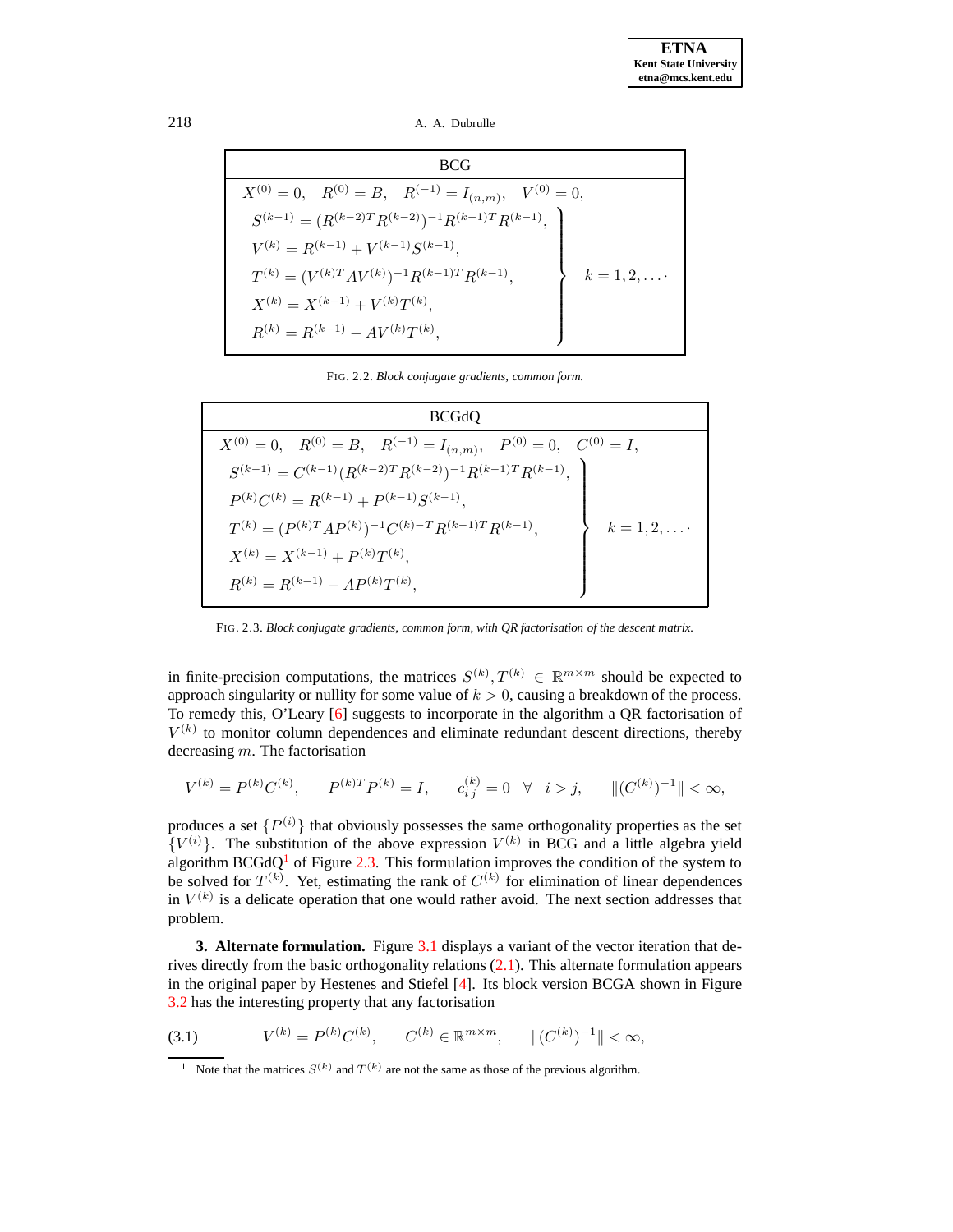**BCG**

$$
X^{(0)} = 0, \quad R^{(0)} = B, \quad R^{(-1)} = I_{(n,m)}, \quad V^{(0)} = 0,
$$

$$
\left.
\begin{aligned}
& S^{(k-1)} = (R^{(k-2)T} R^{(k-2)})^{-1} R^{(k-1)T} R^{(k-1)}, \\
& V^{(k)} = R^{(k-1)} + V^{(k-1)} S^{(k-1)}, \\
& T^{(k)} = (V^{(k)T} A V^{(k)})^{-1} R^{(k-1)T} R^{(k-1)}, \\
& X^{(k)} = X^{(k-1)} + V^{(k)} T^{(k)}, \\
& R^{(k)} = R^{(k-1)} - A V^{(k)} T^{(k)},
\end{aligned}
\right\} \quad k = 1, 2, \ldots
$$

FIG. 2.2. *Block conjugate gradients, common form.*

**BCGdQ**

$$
X^{(0)} = 0, \quad R^{(0)} = B, \quad R^{(-1)} = I_{(n,m)}, \quad P^{(0)} = 0, \quad C^{(0)} = I,
$$

$$
\left.
\begin{aligned}
& S^{(k-1)} = C^{(k-1)} (R^{(k-2)T} R^{(k-2)})^{-1} R^{(k-1)T} R^{(k-1)}, \\
& P^{(k)} C^{(k)} = R^{(k-1)} + P^{(k-1)} S^{(k-1)}, \\
& T^{(k)} = (P^{(k)T} A P^{(k)})^{-1} C^{(k)-T} R^{(k-1)T} R^{(k-1)}, \\
& X^{(k)} = X^{(k-1)} + P^{(k)} T^{(k)}, \\
& R^{(k)} = R^{(k-1)} - A P^{(k)} T^{(k)},
\end{aligned}
\right\} \quad k = 1, 2, \ldots
$$

FIG. 2.3. *Block conjugate gradients, common form, with QR factorisation of the descent matrix.*

in finite-precision computations, the matrices $S^{(k)}, T^{(k)} \in \mathbb{R}^{m \times m}$ should be expected to approach singularity or nullity for some value of $k > 0$, causing a breakdown of the process. To remedy this, O'Leary [6] suggests to incorporate in the algorithm a QR factorisation of $V^{(k)}$ to monitor column dependences and eliminate redundant descent directions, thereby decreasing $m$. The factorisation

$$
V^{(k)} = P^{(k)} C^{(k)}, \qquad P^{(k)T} P^{(k)} = I, \qquad c_{ij}^{(k)} = 0 \quad \forall \quad i > j, \qquad \|(C^{(k)})^{-1}\| < \infty,
$$

produces a set $\{P^{(i)}\}$ that obviously possesses the same orthogonality properties as the set $\{V^{(i)}\}$. The substitution of the above expression $V^{(k)}$ in BCG and a little algebra yield algorithm BCGdQ[1] of Figure 2.3. This formulation improves the condition of the system to be solved for $T^{(k)}$. Yet, estimating the rank of $C^{(k)}$ for elimination of linear dependences in $V^{(k)}$ is a delicate operation that one would rather avoid. The next section addresses that problem.

**3. Alternate formulation.** Figure 3.1 displays a variant of the vector iteration that derives directly from the basic orthogonality relations (2.1). This alternate formulation appears in the original paper by Hestenes and Stiefel [4]. Its block version BCGA shown in Figure 3.2 has the interesting property that any factorisation

$$
V^{(k)} = P^{(k)} C^{(k)}, \qquad C^{(k)} \in \mathbb{R}^{m \times m}, \qquad \|(C^{(k)})^{-1}\| < \infty, \tag{3.1}
$$

[1] Note that the matrices $S^{(k)}$ and $T^{(k)}$ are not the same as those of the previous algorithm.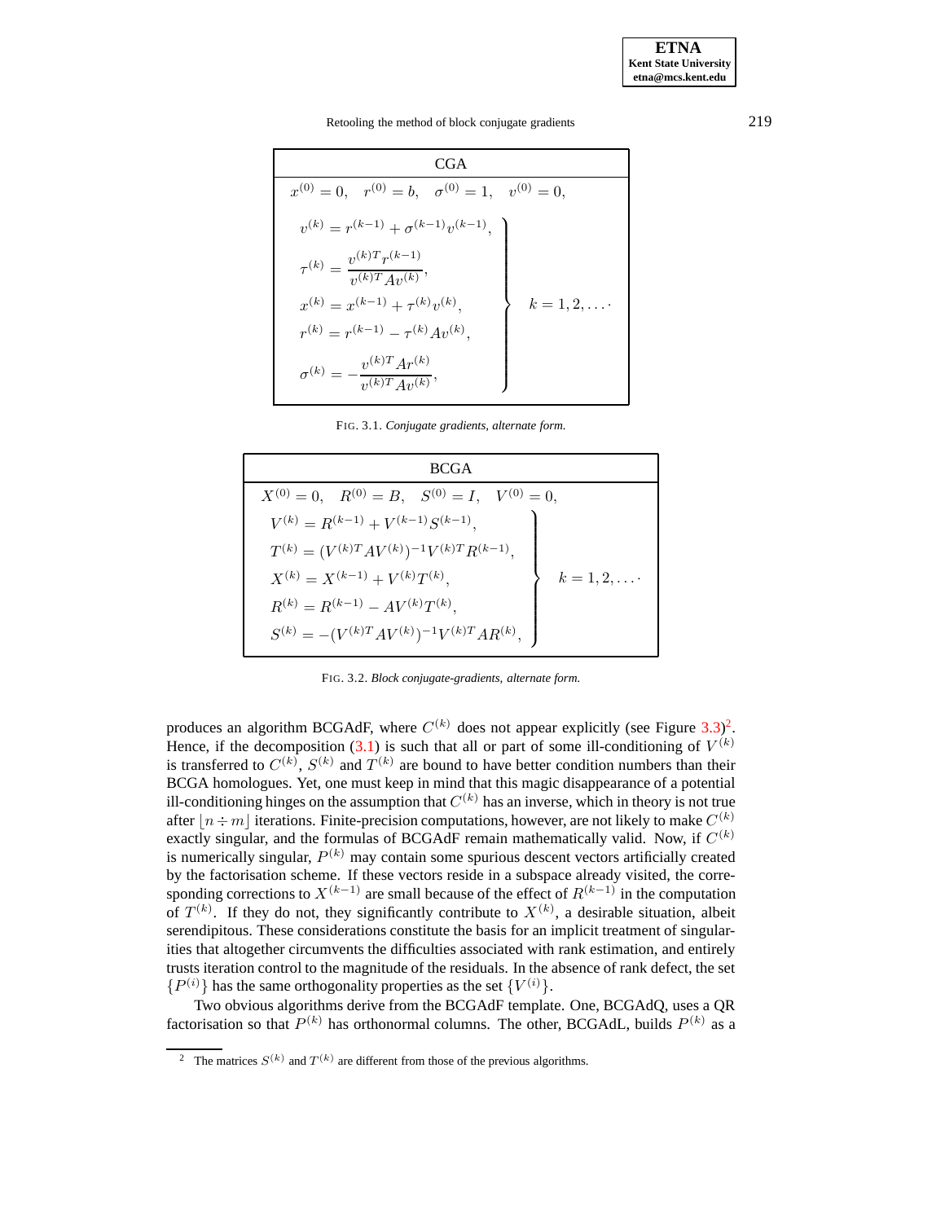| CGA | |
|---|---|
| $x^{(0)} = 0, \quad r^{(0)} = b, \quad \sigma^{(0)} = 1, \quad v^{(0)} = 0,$ | |
| $$\left.\begin{aligned} & v^{(k)} = r^{(k-1)} + \sigma^{(k-1)} v^{(k-1)}, \\ & \tau^{(k)} = \frac{v^{(k)T} r^{(k-1)}}{v^{(k)T} A v^{(k)}}, \\ & x^{(k)} = x^{(k-1)} + \tau^{(k)} v^{(k)}, \\ & r^{(k)} = r^{(k-1)} - \tau^{(k)} A v^{(k)}, \\ & \sigma^{(k)} = -\frac{v^{(k)T} A r^{(k)}}{v^{(k)T} A v^{(k)}}, \end{aligned}\right\}$$ | $k = 1, 2, \ldots \cdot$ |

FIG. 3.1. *Conjugate gradients, alternate form.*

| BCGA | |
|---|---|
| $X^{(0)} = 0, \quad R^{(0)} = B, \quad S^{(0)} = I, \quad V^{(0)} = 0,$ | |
| $$\left.\begin{aligned} & V^{(k)} = R^{(k-1)} + V^{(k-1)} S^{(k-1)}, \\ & T^{(k)} = (V^{(k)T} A V^{(k)})^{-1} V^{(k)T} R^{(k-1)}, \\ & X^{(k)} = X^{(k-1)} + V^{(k)} T^{(k)}, \\ & R^{(k)} = R^{(k-1)} - A V^{(k)} T^{(k)}, \\ & S^{(k)} = -(V^{(k)T} A V^{(k)})^{-1} V^{(k)T} A R^{(k)}, \end{aligned}\right\}$$ | $k = 1, 2, \ldots \cdot$ |

FIG. 3.2. *Block conjugate-gradients, alternate form.*

produces an algorithm BCGAdF, where $C^{(k)}$ does not appear explicitly (see Figure 3.3)[2]. Hence, if the decomposition (3.1) is such that all or part of some ill-conditioning of $V^{(k)}$ is transferred to $C^{(k)}$, $S^{(k)}$ and $T^{(k)}$ are bound to have better condition numbers than their BCGA homologues. Yet, one must keep in mind that this magic disappearance of a potential ill-conditioning hinges on the assumption that $C^{(k)}$ has an inverse, which in theory is not true after $\lfloor n \div m \rfloor$ iterations. Finite-precision computations, however, are not likely to make $C^{(k)}$ exactly singular, and the formulas of BCGAdF remain mathematically valid. Now, if $C^{(k)}$ is numerically singular, $P^{(k)}$ may contain some spurious descent vectors artificially created by the factorisation scheme. If these vectors reside in a subspace already visited, the corresponding corrections to $X^{(k-1)}$ are small because of the effect of $R^{(k-1)}$ in the computation of $T^{(k)}$. If they do not, they significantly contribute to $X^{(k)}$, a desirable situation, albeit serendipitous. These considerations constitute the basis for an implicit treatment of singularities that altogether circumvents the difficulties associated with rank estimation, and entirely trusts iteration control to the magnitude of the residuals. In the absence of rank defect, the set $\{P^{(i)}\}$ has the same orthogonality properties as the set $\{V^{(i)}\}$.

Two obvious algorithms derive from the BCGAdF template. One, BCGAdQ, uses a QR factorisation so that $P^{(k)}$ has orthonormal columns. The other, BCGAdL, builds $P^{(k)}$ as a

[2] The matrices $S^{(k)}$ and $T^{(k)}$ are different from those of the previous algorithms.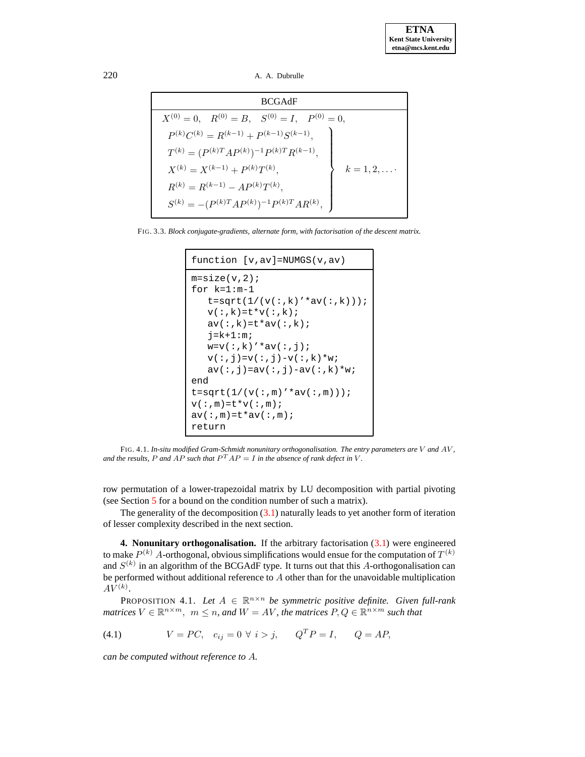**BCGAdF**

$$
\begin{aligned}
&X^{(0)} = 0, \quad R^{(0)} = B, \quad S^{(0)} = I, \quad P^{(0)} = 0,\\
&\left.\begin{aligned}
&P^{(k)}C^{(k)} = R^{(k-1)} + P^{(k-1)}S^{(k-1)},\\
&T^{(k)} = (P^{(k)T}AP^{(k)})^{-1}P^{(k)T}R^{(k-1)},\\
&X^{(k)} = X^{(k-1)} + P^{(k)}T^{(k)},\\
&R^{(k)} = R^{(k-1)} - AP^{(k)}T^{(k)},\\
&S^{(k)} = -(P^{(k)T}AP^{(k)})^{-1}P^{(k)T}AR^{(k)},
\end{aligned}\right\} \quad k = 1, 2, \dots \cdot
\end{aligned}
$$

FIG. 3.3. *Block conjugate-gradients, alternate form, with factorisation of the descent matrix.*

```
function [v,av]=NUMGS(v,av)
```

```
m=size(v,2);
for k=1:m-1
   t=sqrt(1/(v(:,k)'*av(:,k)));
   v(:,k)=t*v(:,k);
   av(:,k)=t*av(:,k);
   j=k+1:m;
   w=v(:,k)'*av(:,j);
   v(:,j)=v(:,j)-v(:,k)*w;
   av(:,j)=av(:,j)-av(:,k)*w;
end
t=sqrt(1/(v(:,m)'*av(:,m)));
v(:,m)=t*v(:,m);
av(:,m)=t*av(:,m);
return
```

FIG. 4.1. *In-situ modified Gram-Schmidt nonunitary orthogonalisation. The entry parameters are $V$ and $AV$, and the results, $P$ and $AP$ such that $P^TAP = I$ in the absence of rank defect in $V$.*

row permutation of a lower-trapezoidal matrix by LU decomposition with partial pivoting (see Section 5 for a bound on the condition number of such a matrix).

The generality of the decomposition (3.1) naturally leads to yet another form of iteration of lesser complexity described in the next section.

**4. Nonunitary orthogonalisation.** If the arbitrary factorisation (3.1) were engineered to make $P^{(k)}$ $A$-orthogonal, obvious simplifications would ensue for the computation of $T^{(k)}$ and $S^{(k)}$ in an algorithm of the BCGAdF type. It turns out that this $A$-orthogonalisation can be performed without additional reference to $A$ other than for the unavoidable multiplication $AV^{(k)}$.

PROPOSITION 4.1. *Let $A \in \mathbb{R}^{n\times n}$ be symmetric positive definite. Given full-rank matrices $V \in \mathbb{R}^{n\times m}$, $m \le n$, and $W = AV$, the matrices $P, Q \in \mathbb{R}^{n\times m}$ such that*

$$
V = PC, \quad c_{ij} = 0 \ \forall \ i > j, \qquad Q^TP = I, \qquad Q = AP, \tag{4.1}
$$

*can be computed without reference to $A$.*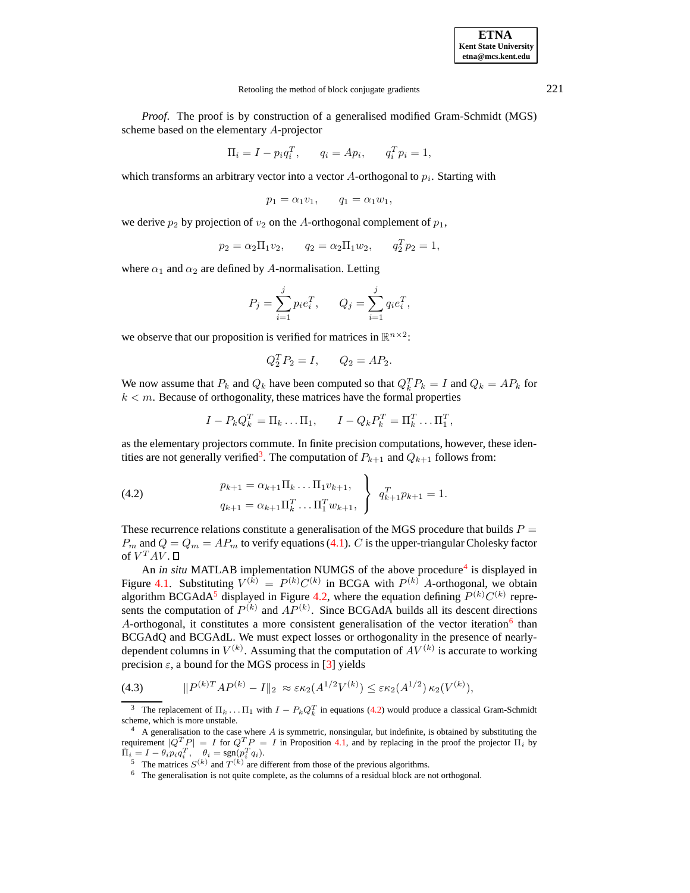*Proof*. The proof is by construction of a generalised modified Gram-Schmidt (MGS) scheme based on the elementary $A$-projector

$$\Pi_i = I - p_i q_i^T, \qquad q_i = Ap_i, \qquad q_i^T p_i = 1,$$

which transforms an arbitrary vector into a vector $A$-orthogonal to $p_i$. Starting with

$$p_1 = \alpha_1 v_1, \qquad q_1 = \alpha_1 w_1,$$

we derive $p_2$ by projection of $v_2$ on the $A$-orthogonal complement of $p_1$,

$$p_2 = \alpha_2 \Pi_1 v_2, \qquad q_2 = \alpha_2 \Pi_1 w_2, \qquad q_2^T p_2 = 1,$$

where $\alpha_1$ and $\alpha_2$ are defined by $A$-normalisation. Letting

$$P_j = \sum_{i=1}^{j} p_i e_i^T, \qquad Q_j = \sum_{i=1}^{j} q_i e_i^T,$$

we observe that our proposition is verified for matrices in $\mathbb{R}^{n\times 2}$:

$$Q_2^T P_2 = I, \qquad Q_2 = AP_2.$$

We now assume that $P_k$ and $Q_k$ have been computed so that $Q_k^T P_k = I$ and $Q_k = AP_k$ for $k < m$. Because of orthogonality, these matrices have the formal properties

$$I - P_k Q_k^T = \Pi_k \dots \Pi_1, \qquad I - Q_k P_k^T = \Pi_k^T \dots \Pi_1^T,$$

as the elementary projectors commute. In finite precision computations, however, these identities are not generally verified[3]. The computation of $P_{k+1}$ and $Q_{k+1}$ follows from:

$$\left.\begin{aligned} p_{k+1} &= \alpha_{k+1}\Pi_k \dots \Pi_1 v_{k+1}, \\ q_{k+1} &= \alpha_{k+1}\Pi_k^T \dots \Pi_1^T w_{k+1}, \end{aligned}\right\} \; q_{k+1}^T p_{k+1} = 1. \tag{4.2}$$

These recurrence relations constitute a generalisation of the MGS procedure that builds $P = P_m$ and $Q = Q_m = AP_m$ to verify equations (4.1). $C$ is the upper-triangular Cholesky factor of $V^T AV$. □

An *in situ* MATLAB implementation NUMGS of the above procedure[4] is displayed in Figure 4.1. Substituting $V^{(k)} = P^{(k)}C^{(k)}$ in BCGA with $P^{(k)}$ $A$-orthogonal, we obtain algorithm BCGAdA[5] displayed in Figure 4.2, where the equation defining $P^{(k)}C^{(k)}$ represents the computation of $P^{(k)}$ and $AP^{(k)}$. Since BCGAdA builds all its descent directions $A$-orthogonal, it constitutes a more consistent generalisation of the vector iteration[6] than BCGAdQ and BCGAdL. We must expect losses or orthogonality in the presence of nearly-dependent columns in $V^{(k)}$. Assuming that the computation of $AV^{(k)}$ is accurate to working precision $\varepsilon$, a bound for the MGS process in [3] yields

$$\|P^{(k)T}AP^{(k)} - I\|_2 \approx \varepsilon\kappa_2(A^{1/2}V^{(k)}) \le \varepsilon\kappa_2(A^{1/2})\,\kappa_2(V^{(k)}), \tag{4.3}$$

---

[3] The replacement of $\Pi_k \dots \Pi_1$ with $I - P_k Q_k^T$ in equations (4.2) would produce a classical Gram-Schmidt scheme, which is more unstable.

[4] A generalisation to the case where $A$ is symmetric, nonsingular, but indefinite, is obtained by substituting the requirement $|Q^T P| = I$ for $Q^T P = I$ in Proposition 4.1, and by replacing in the proof the projector $\Pi_i$ by $\bar{\Pi}_i = I - \theta_i p_i q_i^T$, $\quad \theta_i = \text{sgn}(p_i^T q_i)$.

[5] The matrices $S^{(k)}$ and $T^{(k)}$ are different from those of the previous algorithms.

[6] The generalisation is not quite complete, as the columns of a residual block are not orthogonal.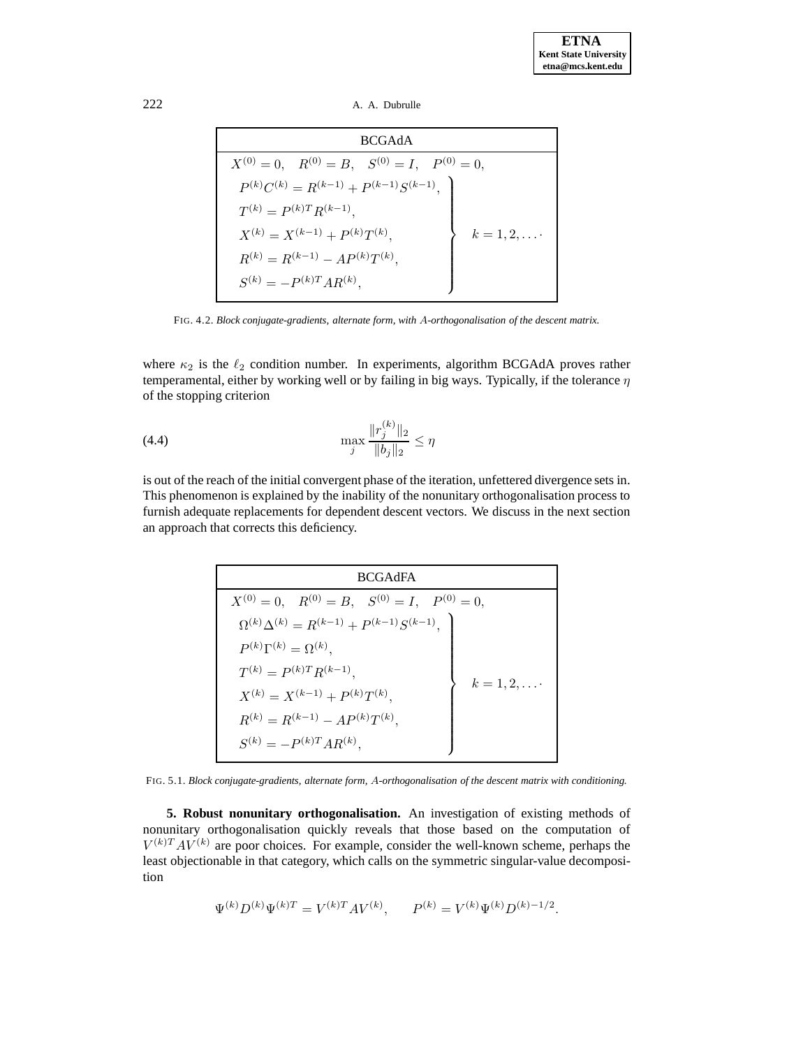**BCGAdA**

$$
\begin{aligned}
&X^{(0)} = 0, \quad R^{(0)} = B, \quad S^{(0)} = I, \quad P^{(0)} = 0, \\
&\left.\begin{aligned}
&P^{(k)}C^{(k)} = R^{(k-1)} + P^{(k-1)}S^{(k-1)}, \\
&T^{(k)} = P^{(k)T}R^{(k-1)}, \\
&X^{(k)} = X^{(k-1)} + P^{(k)}T^{(k)}, \\
&R^{(k)} = R^{(k-1)} - AP^{(k)}T^{(k)}, \\
&S^{(k)} = -P^{(k)T}AR^{(k)},
\end{aligned}\right\} \quad k = 1, 2, \ldots
\end{aligned}
$$

FIG. 4.2. *Block conjugate-gradients, alternate form, with $A$-orthogonalisation of the descent matrix.*

where $\kappa_2$ is the $\ell_2$ condition number. In experiments, algorithm BCGAdA proves rather temperamental, either by working well or by failing in big ways. Typically, if the tolerance $\eta$ of the stopping criterion

$$
\max_j \frac{\|r_j^{(k)}\|_2}{\|b_j\|_2} \leq \eta \tag{4.4}
$$

is out of the reach of the initial convergent phase of the iteration, unfettered divergence sets in. This phenomenon is explained by the inability of the nonunitary orthogonalisation process to furnish adequate replacements for dependent descent vectors. We discuss in the next section an approach that corrects this deficiency.

**BCGAdFA**

$$
\begin{aligned}
&X^{(0)} = 0, \quad R^{(0)} = B, \quad S^{(0)} = I, \quad P^{(0)} = 0, \\
&\left.\begin{aligned}
&\Omega^{(k)}\Delta^{(k)} = R^{(k-1)} + P^{(k-1)}S^{(k-1)}, \\
&P^{(k)}\Gamma^{(k)} = \Omega^{(k)}, \\
&T^{(k)} = P^{(k)T}R^{(k-1)}, \\
&X^{(k)} = X^{(k-1)} + P^{(k)}T^{(k)}, \\
&R^{(k)} = R^{(k-1)} - AP^{(k)}T^{(k)}, \\
&S^{(k)} = -P^{(k)T}AR^{(k)},
\end{aligned}\right\} \quad k = 1, 2, \ldots
\end{aligned}
$$

FIG. 5.1. *Block conjugate-gradients, alternate form, $A$-orthogonalisation of the descent matrix with conditioning.*

**5. Robust nonunitary orthogonalisation.** An investigation of existing methods of nonunitary orthogonalisation quickly reveals that those based on the computation of $V^{(k)T}AV^{(k)}$ are poor choices. For example, consider the well-known scheme, perhaps the least objectionable in that category, which calls on the symmetric singular-value decomposition

$$
\Psi^{(k)}D^{(k)}\Psi^{(k)T} = V^{(k)T}AV^{(k)}, \qquad P^{(k)} = V^{(k)}\Psi^{(k)}D^{(k)-1/2}.
$$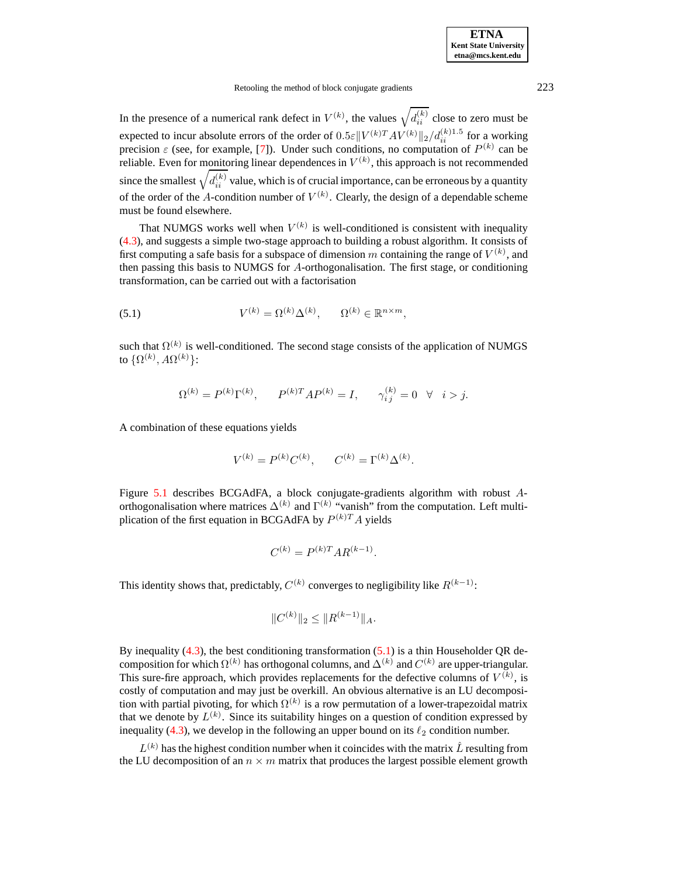In the presence of a numerical rank defect in $V^{(k)}$, the values $\sqrt{d_{ii}^{(k)}}$ close to zero must be expected to incur absolute errors of the order of $0.5\varepsilon\|V^{(k)T}AV^{(k)}\|_2/d_{ii}^{(k)1.5}$ for a working precision $\varepsilon$ (see, for example, [7]). Under such conditions, no computation of $P^{(k)}$ can be reliable. Even for monitoring linear dependences in $V^{(k)}$, this approach is not recommended since the smallest $\sqrt{d_{ii}^{(k)}}$ value, which is of crucial importance, can be erroneous by a quantity of the order of the $A$-condition number of $V^{(k)}$. Clearly, the design of a dependable scheme must be found elsewhere.

That NUMGS works well when $V^{(k)}$ is well-conditioned is consistent with inequality (4.3), and suggests a simple two-stage approach to building a robust algorithm. It consists of first computing a safe basis for a subspace of dimension $m$ containing the range of $V^{(k)}$, and then passing this basis to NUMGS for $A$-orthogonalisation. The first stage, or conditioning transformation, can be carried out with a factorisation

$$V^{(k)} = \Omega^{(k)}\Delta^{(k)}, \qquad \Omega^{(k)} \in \mathbb{R}^{n\times m}, \tag{5.1}$$

such that $\Omega^{(k)}$ is well-conditioned. The second stage consists of the application of NUMGS to $\{\Omega^{(k)}, A\Omega^{(k)}\}$:

$$\Omega^{(k)} = P^{(k)}\Gamma^{(k)}, \qquad P^{(k)T}AP^{(k)} = I, \qquad \gamma_{ij}^{(k)} = 0 \quad \forall \quad i > j.$$

A combination of these equations yields

$$V^{(k)} = P^{(k)}C^{(k)}, \qquad C^{(k)} = \Gamma^{(k)}\Delta^{(k)}.$$

Figure 5.1 describes BCGAdFA, a block conjugate-gradients algorithm with robust $A$-orthogonalisation where matrices $\Delta^{(k)}$ and $\Gamma^{(k)}$ "vanish" from the computation. Left multiplication of the first equation in BCGAdFA by $P^{(k)T}A$ yields

$$C^{(k)} = P^{(k)T}AR^{(k-1)}.$$

This identity shows that, predictably, $C^{(k)}$ converges to negligibility like $R^{(k-1)}$:

$$\|C^{(k)}\|_2 \le \|R^{(k-1)}\|_A.$$

By inequality (4.3), the best conditioning transformation (5.1) is a thin Householder QR decomposition for which $\Omega^{(k)}$ has orthogonal columns, and $\Delta^{(k)}$ and $C^{(k)}$ are upper-triangular. This sure-fire approach, which provides replacements for the defective columns of $V^{(k)}$, is costly of computation and may just be overkill. An obvious alternative is an LU decomposition with partial pivoting, for which $\Omega^{(k)}$ is a row permutation of a lower-trapezoidal matrix that we denote by $L^{(k)}$. Since its suitability hinges on a question of condition expressed by inequality (4.3), we develop in the following an upper bound on its $\ell_2$ condition number.

$L^{(k)}$ has the highest condition number when it coincides with the matrix $\hat{L}$ resulting from the LU decomposition of an $n \times m$ matrix that produces the largest possible element growth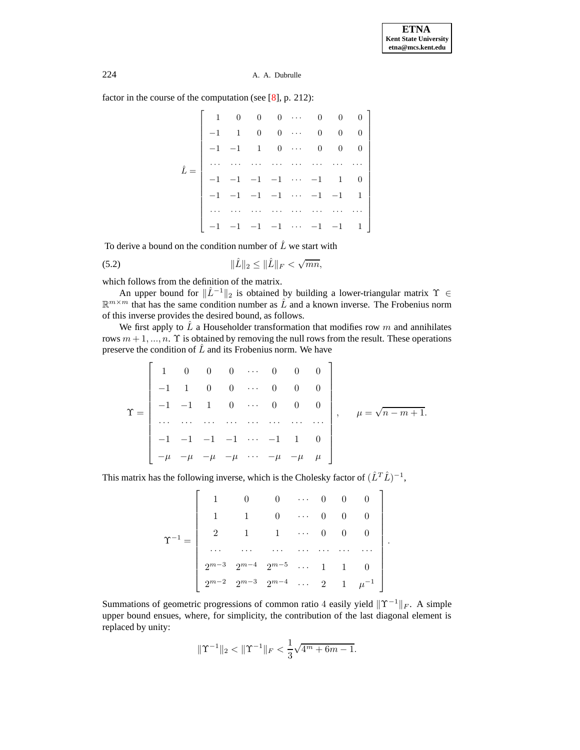factor in the course of the computation (see [8], p. 212):

$$
\hat{L} = \begin{bmatrix}
1 & 0 & 0 & 0 & \cdots & 0 & 0 & 0 \\
-1 & 1 & 0 & 0 & \cdots & 0 & 0 & 0 \\
-1 & -1 & 1 & 0 & \cdots & 0 & 0 & 0 \\
\cdots & \cdots & \cdots & \cdots & \cdots & \cdots & \cdots & \cdots \\
-1 & -1 & -1 & -1 & \cdots & -1 & 1 & 0 \\
-1 & -1 & -1 & -1 & \cdots & -1 & -1 & 1 \\
\cdots & \cdots & \cdots & \cdots & \cdots & \cdots & \cdots & \cdots \\
-1 & -1 & -1 & -1 & \cdots & -1 & -1 & 1
\end{bmatrix}
$$

To derive a bound on the condition number of $\hat{L}$ we start with

$$
\|\hat{L}\|_2 \leq \|\hat{L}\|_F < \sqrt{mn}, \tag{5.2}
$$

which follows from the definition of the matrix.

An upper bound for $\|\hat{L}^{-1}\|_2$ is obtained by building a lower-triangular matrix $\Upsilon \in \mathbb{R}^{m\times m}$ that has the same condition number as $\hat{L}$ and a known inverse. The Frobenius norm of this inverse provides the desired bound, as follows.

We first apply to $\hat{L}$ a Householder transformation that modifies row $m$ and annihilates rows $m+1, ..., n$. $\Upsilon$ is obtained by removing the null rows from the result. These operations preserve the condition of $\hat{L}$ and its Frobenius norm. We have

$$
\Upsilon = \begin{bmatrix}
1 & 0 & 0 & 0 & \cdots & 0 & 0 & 0 \\
-1 & 1 & 0 & 0 & \cdots & 0 & 0 & 0 \\
-1 & -1 & 1 & 0 & \cdots & 0 & 0 & 0 \\
\cdots & \cdots & \cdots & \cdots & \cdots & \cdots & \cdots & \cdots \\
-1 & -1 & -1 & -1 & \cdots & -1 & 1 & 0 \\
-\mu & -\mu & -\mu & -\mu & \cdots & -\mu & -\mu & \mu
\end{bmatrix}, \qquad \mu = \sqrt{n-m+1}.
$$

This matrix has the following inverse, which is the Cholesky factor of $(\hat{L}^T\hat{L})^{-1}$,

$$
\Upsilon^{-1} = \begin{bmatrix}
1 & 0 & 0 & \cdots & 0 & 0 & 0 \\
1 & 1 & 0 & \cdots & 0 & 0 & 0 \\
2 & 1 & 1 & \cdots & 0 & 0 & 0 \\
\cdots & \cdots & \cdots & \cdots & \cdots & \cdots & \cdots \\
2^{m-3} & 2^{m-4} & 2^{m-5} & \cdots & 1 & 1 & 0 \\
2^{m-2} & 2^{m-3} & 2^{m-4} & \cdots & 2 & 1 & \mu^{-1}
\end{bmatrix}.
$$

Summations of geometric progressions of common ratio $4$ easily yield $\|\Upsilon^{-1}\|_F$. A simple upper bound ensues, where, for simplicity, the contribution of the last diagonal element is replaced by unity:

$$
\|\Upsilon^{-1}\|_2 < \|\Upsilon^{-1}\|_F < \frac{1}{3}\sqrt{4^m + 6m - 1}.
$$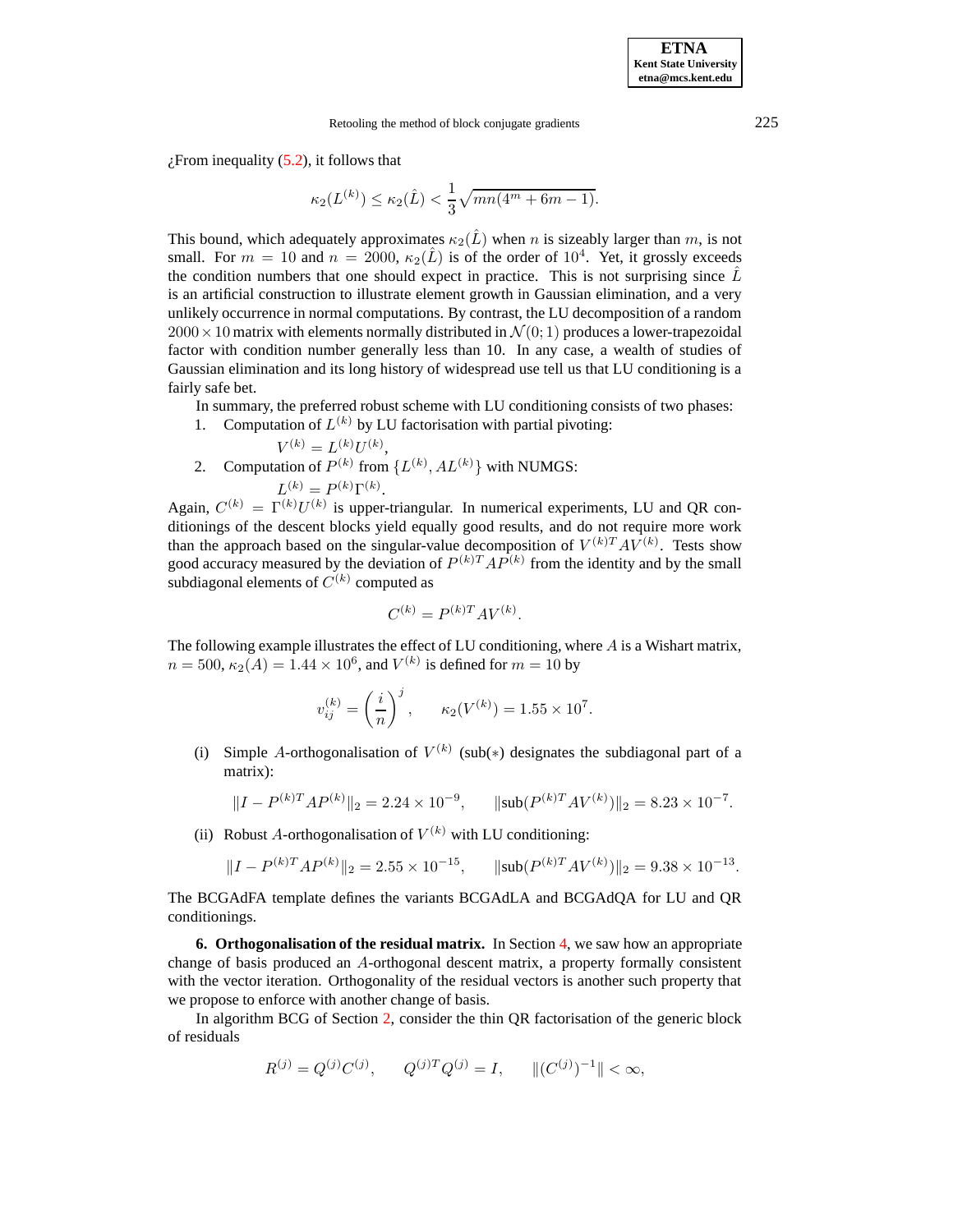¿From inequality (5.2), it follows that

$$\kappa_2(L^{(k)}) \le \kappa_2(\hat{L}) < \frac{1}{3}\sqrt{mn(4^m + 6m - 1)}.$$

This bound, which adequately approximates $\kappa_2(\hat{L})$ when $n$ is sizeably larger than $m$, is not small. For $m = 10$ and $n = 2000$, $\kappa_2(\hat{L})$ is of the order of $10^4$. Yet, it grossly exceeds the condition numbers that one should expect in practice. This is not surprising since $\hat{L}$ is an artificial construction to illustrate element growth in Gaussian elimination, and a very unlikely occurrence in normal computations. By contrast, the LU decomposition of a random $2000 \times 10$ matrix with elements normally distributed in $\mathcal{N}(0;1)$ produces a lower-trapezoidal factor with condition number generally less than 10. In any case, a wealth of studies of Gaussian elimination and its long history of widespread use tell us that LU conditioning is a fairly safe bet.

In summary, the preferred robust scheme with LU conditioning consists of two phases:

1. Computation of $L^{(k)}$ by LU factorisation with partial pivoting:
   $V^{(k)} = L^{(k)}U^{(k)}$,
2. Computation of $P^{(k)}$ from $\{L^{(k)}, AL^{(k)}\}$ with NUMGS:
   $L^{(k)} = P^{(k)}\Gamma^{(k)}$.

Again, $C^{(k)} = \Gamma^{(k)}U^{(k)}$ is upper-triangular. In numerical experiments, LU and QR conditionings of the descent blocks yield equally good results, and do not require more work than the approach based on the singular-value decomposition of $V^{(k)T}AV^{(k)}$. Tests show good accuracy measured by the deviation of $P^{(k)T}AP^{(k)}$ from the identity and by the small subdiagonal elements of $C^{(k)}$ computed as

$$C^{(k)} = P^{(k)T}AV^{(k)}.$$

The following example illustrates the effect of LU conditioning, where $A$ is a Wishart matrix, $n = 500$, $\kappa_2(A) = 1.44 \times 10^6$, and $V^{(k)}$ is defined for $m = 10$ by

$$v_{ij}^{(k)} = \left(\frac{i}{n}\right)^j, \qquad \kappa_2(V^{(k)}) = 1.55 \times 10^7.$$

(i) Simple $A$-orthogonalisation of $V^{(k)}$ (sub($*$) designates the subdiagonal part of a matrix):

$$\|I - P^{(k)T}AP^{(k)}\|_2 = 2.24 \times 10^{-9}, \qquad \|\text{sub}(P^{(k)T}AV^{(k)})\|_2 = 8.23 \times 10^{-7}.$$

(ii) Robust $A$-orthogonalisation of $V^{(k)}$ with LU conditioning:

$$\|I - P^{(k)T}AP^{(k)}\|_2 = 2.55 \times 10^{-15}, \qquad \|\text{sub}(P^{(k)T}AV^{(k)})\|_2 = 9.38 \times 10^{-13}.$$

The BCGAdFA template defines the variants BCGAdLA and BCGAdQA for LU and QR conditionings.

**6. Orthogonalisation of the residual matrix.** In Section 4, we saw how an appropriate change of basis produced an $A$-orthogonal descent matrix, a property formally consistent with the vector iteration. Orthogonality of the residual vectors is another such property that we propose to enforce with another change of basis.

In algorithm BCG of Section 2, consider the thin QR factorisation of the generic block of residuals

$$R^{(j)} = Q^{(j)}C^{(j)}, \qquad Q^{(j)T}Q^{(j)} = I, \qquad \|(C^{(j)})^{-1}\| < \infty,$$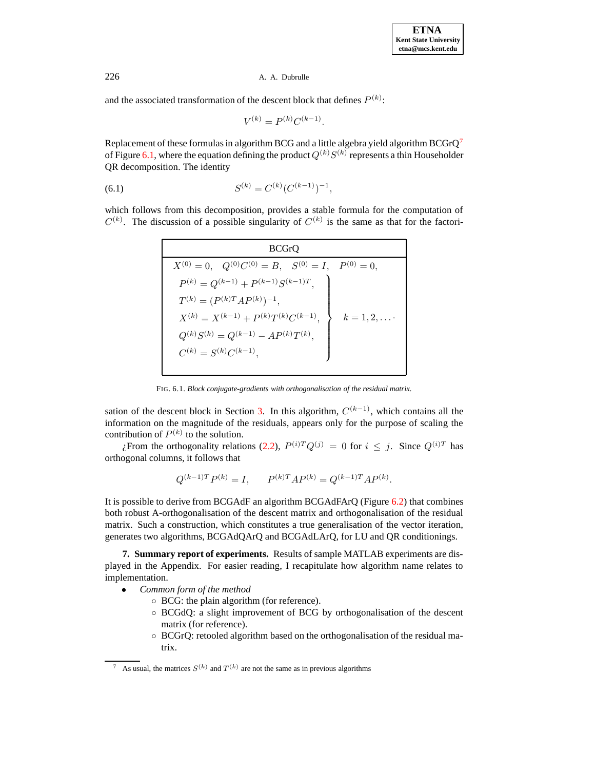and the associated transformation of the descent block that defines $P^{(k)}$:

$$V^{(k)} = P^{(k)} C^{(k-1)}.$$

Replacement of these formulas in algorithm BCG and a little algebra yield algorithm BCGrQ[7] of Figure 6.1, where the equation defining the product $Q^{(k)} S^{(k)}$ represents a thin Householder QR decomposition. The identity

$$S^{(k)} = C^{(k)} (C^{(k-1)})^{-1}, \tag{6.1}$$

which follows from this decomposition, provides a stable formula for the computation of $C^{(k)}$. The discussion of a possible singularity of $C^{(k)}$ is the same as that for the factorisation of the descent block in Section 3. In this algorithm, $C^{(k-1)}$, which contains all the information on the magnitude of the residuals, appears only for the purpose of scaling the contribution of $P^{(k)}$ to the solution.

| BCGrQ |
|---|
| $X^{(0)} = 0, \quad Q^{(0)} C^{(0)} = B, \quad S^{(0)} = I, \quad P^{(0)} = 0,$ |
| $\left.\begin{aligned} & P^{(k)} = Q^{(k-1)} + P^{(k-1)} S^{(k-1)T}, \\ & T^{(k)} = (P^{(k)T} A P^{(k)})^{-1}, \\ & X^{(k)} = X^{(k-1)} + P^{(k)} T^{(k)} C^{(k-1)}, \\ & Q^{(k)} S^{(k)} = Q^{(k-1)} - A P^{(k)} T^{(k)}, \\ & C^{(k)} = S^{(k)} C^{(k-1)}, \end{aligned}\right\} \quad k = 1, 2, \ldots \cdot$ |

FIG. 6.1. *Block conjugate-gradients with orthogonalisation of the residual matrix.*

¿From the orthogonality relations (2.2), $P^{(i)T} Q^{(j)} = 0$ for $i \leq j$. Since $Q^{(i)T}$ has orthogonal columns, it follows that

$$Q^{(k-1)T} P^{(k)} = I, \qquad P^{(k)T} A P^{(k)} = Q^{(k-1)T} A P^{(k)}.$$

It is possible to derive from BCGAdF an algorithm BCGAdFArQ (Figure 6.2) that combines both robust A-orthogonalisation of the descent matrix and orthogonalisation of the residual matrix. Such a construction, which constitutes a true generalisation of the vector iteration, generates two algorithms, BCGAdQArQ and BCGAdLArQ, for LU and QR conditionings.

**7. Summary report of experiments.** Results of sample MATLAB experiments are displayed in the Appendix. For easier reading, I recapitulate how algorithm name relates to implementation.

- *Common form of the method*
  - BCG: the plain algorithm (for reference).
  - BCGdQ: a slight improvement of BCG by orthogonalisation of the descent matrix (for reference).
  - BCGrQ: retooled algorithm based on the orthogonalisation of the residual matrix.

[7] As usual, the matrices $S^{(k)}$ and $T^{(k)}$ are not the same as in previous algorithms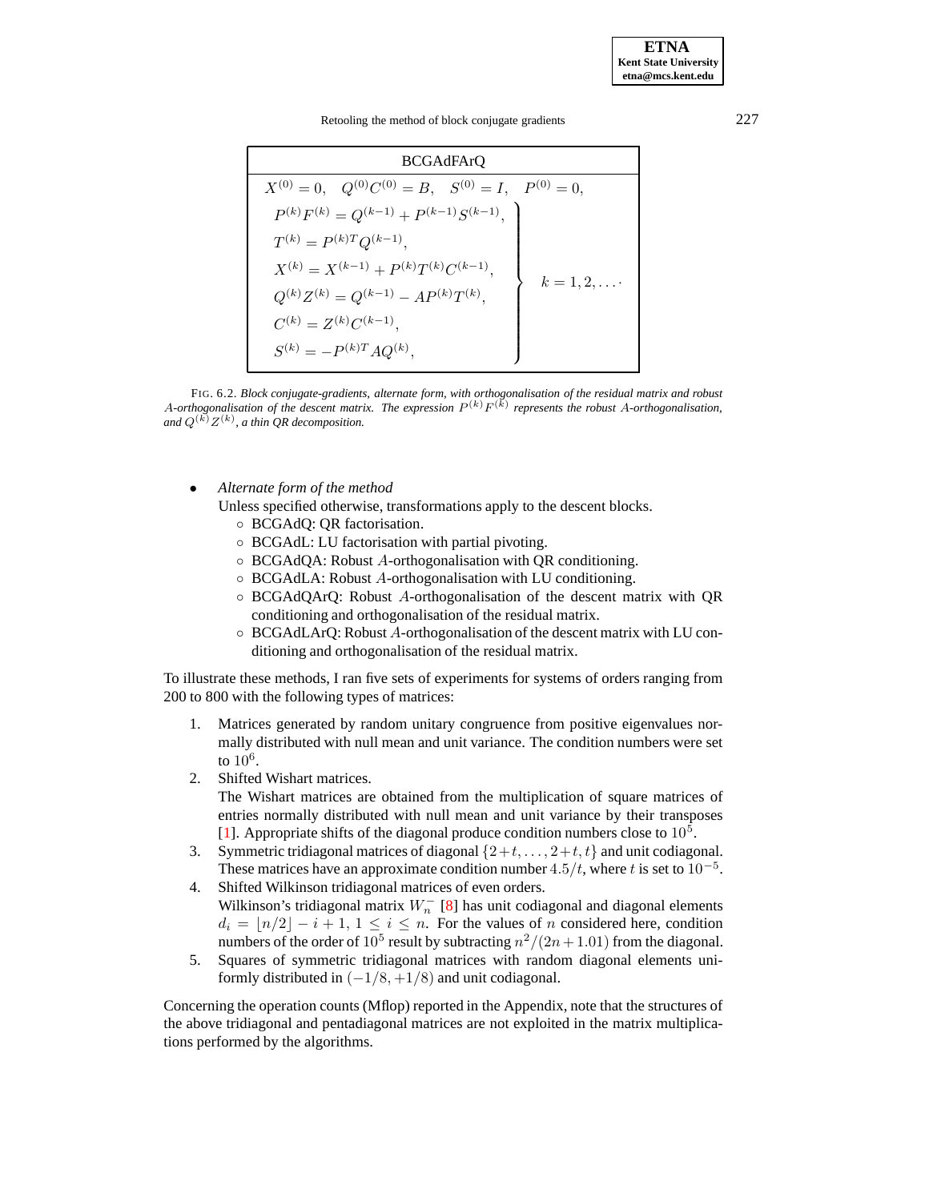| BCGAdFArQ | |
|---|---|
| $X^{(0)} = 0, \quad Q^{(0)}C^{(0)} = B, \quad S^{(0)} = I, \quad P^{(0)} = 0,$ | |
| $P^{(k)}F^{(k)} = Q^{(k-1)} + P^{(k-1)}S^{(k-1)},$ | $k = 1, 2, \ldots$ |
| $T^{(k)} = P^{(k)T}Q^{(k-1)},$ | |
| $X^{(k)} = X^{(k-1)} + P^{(k)}T^{(k)}C^{(k-1)},$ | |
| $Q^{(k)}Z^{(k)} = Q^{(k-1)} - AP^{(k)}T^{(k)},$ | |
| $C^{(k)} = Z^{(k)}C^{(k-1)},$ | |
| $S^{(k)} = -P^{(k)T}AQ^{(k)},$ | |

FIG. 6.2. *Block conjugate-gradients, alternate form, with orthogonalisation of the residual matrix and robust $A$-orthogonalisation of the descent matrix. The expression $P^{(k)}F^{(k)}$ represents the robust $A$-orthogonalisation, and $Q^{(k)}Z^{(k)}$, a thin QR decomposition.*

- *Alternate form of the method*
  Unless specified otherwise, transformations apply to the descent blocks.
  - BCGAdQ: QR factorisation.
  - BCGAdL: LU factorisation with partial pivoting.
  - BCGAdQA: Robust $A$-orthogonalisation with QR conditioning.
  - BCGAdLA: Robust $A$-orthogonalisation with LU conditioning.
  - BCGAdQArQ: Robust $A$-orthogonalisation of the descent matrix with QR conditioning and orthogonalisation of the residual matrix.
  - BCGAdLArQ: Robust $A$-orthogonalisation of the descent matrix with LU conditioning and orthogonalisation of the residual matrix.

To illustrate these methods, I ran five sets of experiments for systems of orders ranging from 200 to 800 with the following types of matrices:

1. Matrices generated by random unitary congruence from positive eigenvalues normally distributed with null mean and unit variance. The condition numbers were set to $10^6$.
2. Shifted Wishart matrices.
   The Wishart matrices are obtained from the multiplication of square matrices of entries normally distributed with null mean and unit variance by their transposes [1]. Appropriate shifts of the diagonal produce condition numbers close to $10^5$.
3. Symmetric tridiagonal matrices of diagonal $\{2+t, \ldots, 2+t, t\}$ and unit codiagonal. These matrices have an approximate condition number $4.5/t$, where $t$ is set to $10^{-5}$.
4. Shifted Wilkinson tridiagonal matrices of even orders.
   Wilkinson's tridiagonal matrix $W_n^-$ [8] has unit codiagonal and diagonal elements $d_i = \lfloor n/2 \rfloor - i + 1$, $1 \leq i \leq n$. For the values of $n$ considered here, condition numbers of the order of $10^5$ result by subtracting $n^2/(2n+1.01)$ from the diagonal.
5. Squares of symmetric tridiagonal matrices with random diagonal elements uniformly distributed in $(-1/8, +1/8)$ and unit codiagonal.

Concerning the operation counts (Mflop) reported in the Appendix, note that the structures of the above tridiagonal and pentadiagonal matrices are not exploited in the matrix multiplications performed by the algorithms.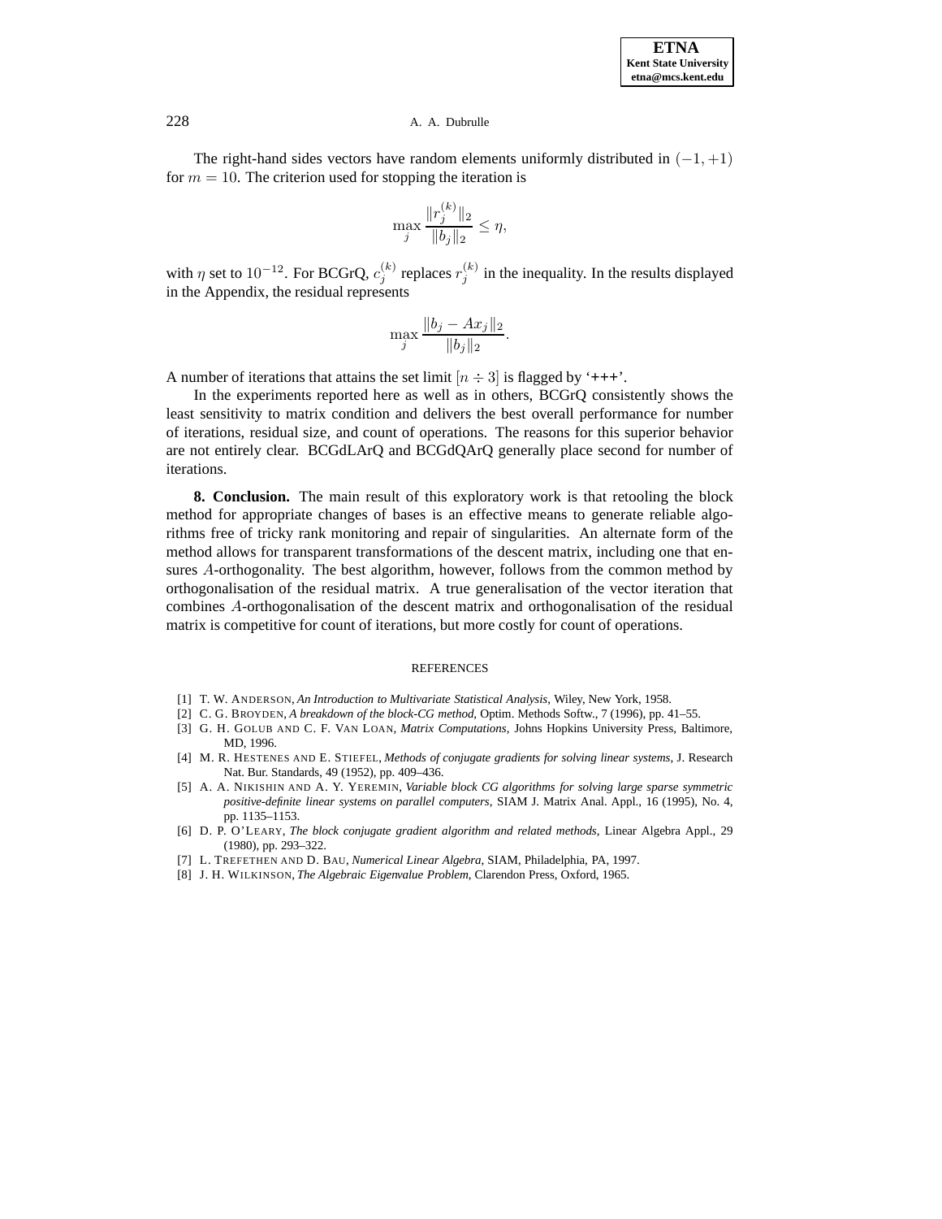The right-hand sides vectors have random elements uniformly distributed in $(-1, +1)$ for $m = 10$. The criterion used for stopping the iteration is

$$\max_j \frac{\|r_j^{(k)}\|_2}{\|b_j\|_2} \leq \eta,$$

with $\eta$ set to $10^{-12}$. For BCGrQ, $c_j^{(k)}$ replaces $r_j^{(k)}$ in the inequality. In the results displayed in the Appendix, the residual represents

$$\max_j \frac{\|b_j - Ax_j\|_2}{\|b_j\|_2}.$$

A number of iterations that attains the set limit $[n \div 3]$ is flagged by '+++'.

In the experiments reported here as well as in others, BCGrQ consistently shows the least sensitivity to matrix condition and delivers the best overall performance for number of iterations, residual size, and count of operations. The reasons for this superior behavior are not entirely clear. BCGdLArQ and BCGdQArQ generally place second for number of iterations.

**8. Conclusion.** The main result of this exploratory work is that retooling the block method for appropriate changes of bases is an effective means to generate reliable algorithms free of tricky rank monitoring and repair of singularities. An alternate form of the method allows for transparent transformations of the descent matrix, including one that ensures $A$-orthogonality. The best algorithm, however, follows from the common method by orthogonalisation of the residual matrix. A true generalisation of the vector iteration that combines $A$-orthogonalisation of the descent matrix and orthogonalisation of the residual matrix is competitive for count of iterations, but more costly for count of operations.

## REFERENCES

[1] T. W. Anderson, *An Introduction to Multivariate Statistical Analysis*, Wiley, New York, 1958.

[2] C. G. Broyden, *A breakdown of the block-CG method*, Optim. Methods Softw., 7 (1996), pp. 41–55.

[3] G. H. Golub and C. F. Van Loan, *Matrix Computations*, Johns Hopkins University Press, Baltimore, MD, 1996.

[4] M. R. Hestenes and E. Stiefel, *Methods of conjugate gradients for solving linear systems*, J. Research Nat. Bur. Standards, 49 (1952), pp. 409–436.

[5] A. A. Nikishin and A. Y. Yeremin, *Variable block CG algorithms for solving large sparse symmetric positive-definite linear systems on parallel computers*, SIAM J. Matrix Anal. Appl., 16 (1995), No. 4, pp. 1135–1153.

[6] D. P. O'Leary, *The block conjugate gradient algorithm and related methods*, Linear Algebra Appl., 29 (1980), pp. 293–322.

[7] L. Trefethen and D. Bau, *Numerical Linear Algebra*, SIAM, Philadelphia, PA, 1997.

[8] J. H. Wilkinson, *The Algebraic Eigenvalue Problem*, Clarendon Press, Oxford, 1965.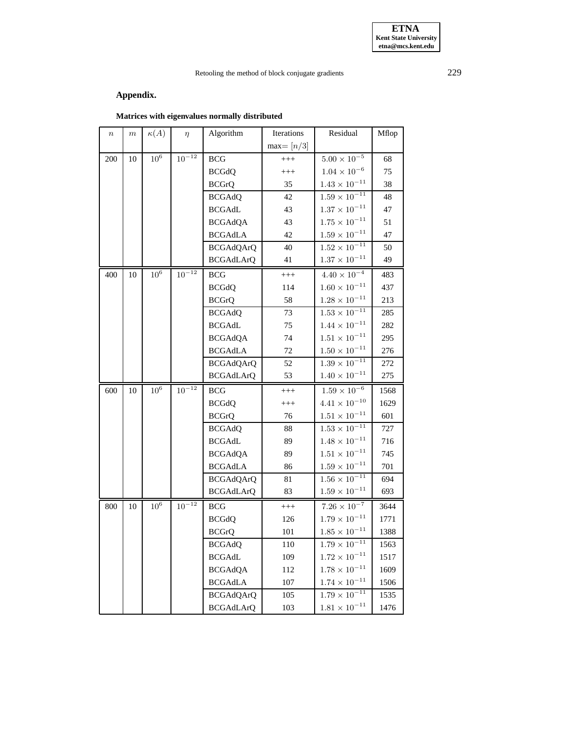## Appendix.

**Matrices with eigenvalues normally distributed**

| $n$ | $m$ | $\kappa(A)$ | $\eta$ | Algorithm | Iterations max= $[n/3]$ | Residual | Mflop |
|---|---|---|---|---|---|---|---|
| 200 | 10 | $10^6$ | $10^{-12}$ | BCG | +++ | $5.00 \times 10^{-5}$ | 68 |
| | | | | BCGdQ | +++ | $1.04 \times 10^{-6}$ | 75 |
| | | | | BCGrQ | 35 | $1.43 \times 10^{-11}$ | 38 |
| | | | | BCGAdQ | 42 | $1.59 \times 10^{-11}$ | 48 |
| | | | | BCGAdL | 43 | $1.37 \times 10^{-11}$ | 47 |
| | | | | BCGAdQA | 43 | $1.75 \times 10^{-11}$ | 51 |
| | | | | BCGAdLA | 42 | $1.59 \times 10^{-11}$ | 47 |
| | | | | BCGAdQArQ | 40 | $1.52 \times 10^{-11}$ | 50 |
| | | | | BCGAdLArQ | 41 | $1.37 \times 10^{-11}$ | 49 |
| 400 | 10 | $10^6$ | $10^{-12}$ | BCG | +++ | $4.40 \times 10^{-4}$ | 483 |
| | | | | BCGdQ | 114 | $1.60 \times 10^{-11}$ | 437 |
| | | | | BCGrQ | 58 | $1.28 \times 10^{-11}$ | 213 |
| | | | | BCGAdQ | 73 | $1.53 \times 10^{-11}$ | 285 |
| | | | | BCGAdL | 75 | $1.44 \times 10^{-11}$ | 282 |
| | | | | BCGAdQA | 74 | $1.51 \times 10^{-11}$ | 295 |
| | | | | BCGAdLA | 72 | $1.50 \times 10^{-11}$ | 276 |
| | | | | BCGAdQArQ | 52 | $1.39 \times 10^{-11}$ | 272 |
| | | | | BCGAdLArQ | 53 | $1.40 \times 10^{-11}$ | 275 |
| 600 | 10 | $10^6$ | $10^{-12}$ | BCG | +++ | $1.59 \times 10^{-6}$ | 1568 |
| | | | | BCGdQ | +++ | $4.41 \times 10^{-10}$ | 1629 |
| | | | | BCGrQ | 76 | $1.51 \times 10^{-11}$ | 601 |
| | | | | BCGAdQ | 88 | $1.53 \times 10^{-11}$ | 727 |
| | | | | BCGAdL | 89 | $1.48 \times 10^{-11}$ | 716 |
| | | | | BCGAdQA | 89 | $1.51 \times 10^{-11}$ | 745 |
| | | | | BCGAdLA | 86 | $1.59 \times 10^{-11}$ | 701 |
| | | | | BCGAdQArQ | 81 | $1.56 \times 10^{-11}$ | 694 |
| | | | | BCGAdLArQ | 83 | $1.59 \times 10^{-11}$ | 693 |
| 800 | 10 | $10^6$ | $10^{-12}$ | BCG | +++ | $7.26 \times 10^{-7}$ | 3644 |
| | | | | BCGdQ | 126 | $1.79 \times 10^{-11}$ | 1771 |
| | | | | BCGrQ | 101 | $1.85 \times 10^{-11}$ | 1388 |
| | | | | BCGAdQ | 110 | $1.79 \times 10^{-11}$ | 1563 |
| | | | | BCGAdL | 109 | $1.72 \times 10^{-11}$ | 1517 |
| | | | | BCGAdQA | 112 | $1.78 \times 10^{-11}$ | 1609 |
| | | | | BCGAdLA | 107 | $1.74 \times 10^{-11}$ | 1506 |
| | | | | BCGAdQArQ | 105 | $1.79 \times 10^{-11}$ | 1535 |
| | | | | BCGAdLArQ | 103 | $1.81 \times 10^{-11}$ | 1476 |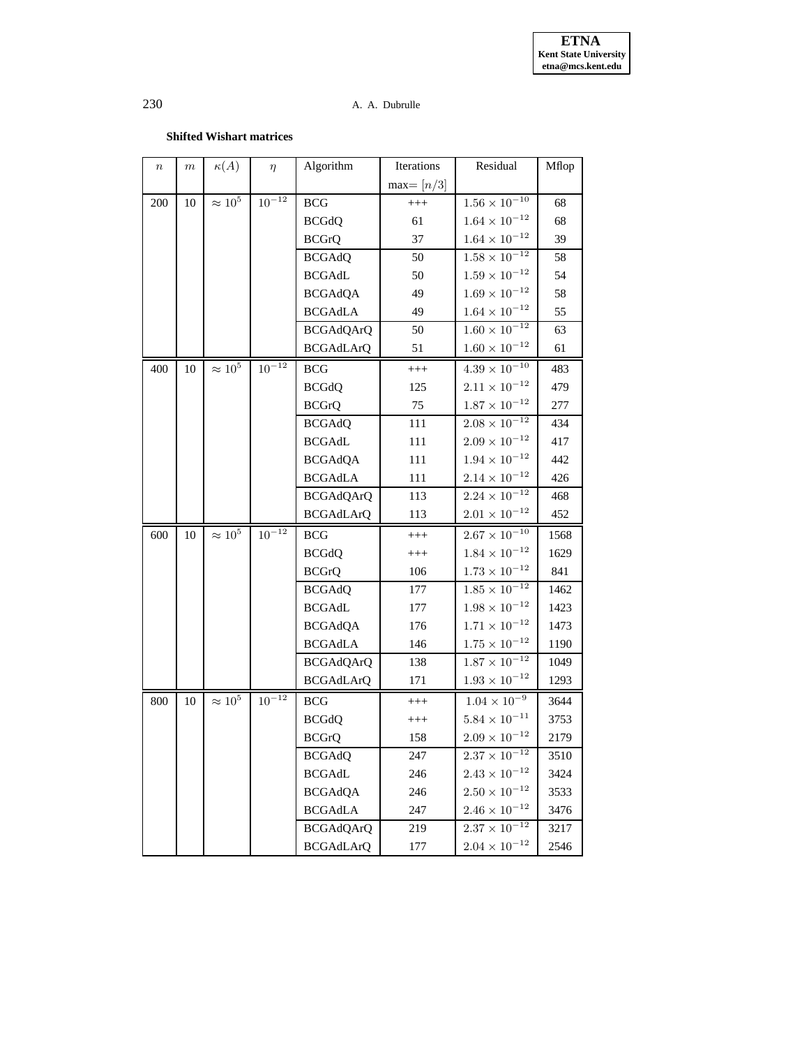**Shifted Wishart matrices**

| $n$ | $m$ | $\kappa(A)$ | $\eta$ | Algorithm | Iterations | Residual | Mflop |
|---|---|---|---|---|---|---|---|
| | | | | | max= $[n/3]$ | | |
| 200 | 10 | $\approx 10^5$ | $10^{-12}$ | BCG | +++ | $1.56 \times 10^{-10}$ | 68 |
| | | | | BCGdQ | 61 | $1.64 \times 10^{-12}$ | 68 |
| | | | | BCGrQ | 37 | $1.64 \times 10^{-12}$ | 39 |
| | | | | BCGAdQ | 50 | $1.58 \times 10^{-12}$ | 58 |
| | | | | BCGAdL | 50 | $1.59 \times 10^{-12}$ | 54 |
| | | | | BCGAdQA | 49 | $1.69 \times 10^{-12}$ | 58 |
| | | | | BCGAdLA | 49 | $1.64 \times 10^{-12}$ | 55 |
| | | | | BCGAdQArQ | 50 | $1.60 \times 10^{-12}$ | 63 |
| | | | | BCGAdLArQ | 51 | $1.60 \times 10^{-12}$ | 61 |
| 400 | 10 | $\approx 10^5$ | $10^{-12}$ | BCG | +++ | $4.39 \times 10^{-10}$ | 483 |
| | | | | BCGdQ | 125 | $2.11 \times 10^{-12}$ | 479 |
| | | | | BCGrQ | 75 | $1.87 \times 10^{-12}$ | 277 |
| | | | | BCGAdQ | 111 | $2.08 \times 10^{-12}$ | 434 |
| | | | | BCGAdL | 111 | $2.09 \times 10^{-12}$ | 417 |
| | | | | BCGAdQA | 111 | $1.94 \times 10^{-12}$ | 442 |
| | | | | BCGAdLA | 111 | $2.14 \times 10^{-12}$ | 426 |
| | | | | BCGAdQArQ | 113 | $2.24 \times 10^{-12}$ | 468 |
| | | | | BCGAdLArQ | 113 | $2.01 \times 10^{-12}$ | 452 |
| 600 | 10 | $\approx 10^5$ | $10^{-12}$ | BCG | +++ | $2.67 \times 10^{-10}$ | 1568 |
| | | | | BCGdQ | +++ | $1.84 \times 10^{-12}$ | 1629 |
| | | | | BCGrQ | 106 | $1.73 \times 10^{-12}$ | 841 |
| | | | | BCGAdQ | 177 | $1.85 \times 10^{-12}$ | 1462 |
| | | | | BCGAdL | 177 | $1.98 \times 10^{-12}$ | 1423 |
| | | | | BCGAdQA | 176 | $1.71 \times 10^{-12}$ | 1473 |
| | | | | BCGAdLA | 146 | $1.75 \times 10^{-12}$ | 1190 |
| | | | | BCGAdQArQ | 138 | $1.87 \times 10^{-12}$ | 1049 |
| | | | | BCGAdLArQ | 171 | $1.93 \times 10^{-12}$ | 1293 |
| 800 | 10 | $\approx 10^5$ | $10^{-12}$ | BCG | +++ | $1.04 \times 10^{-9}$ | 3644 |
| | | | | BCGdQ | +++ | $5.84 \times 10^{-11}$ | 3753 |
| | | | | BCGrQ | 158 | $2.09 \times 10^{-12}$ | 2179 |
| | | | | BCGAdQ | 247 | $2.37 \times 10^{-12}$ | 3510 |
| | | | | BCGAdL | 246 | $2.43 \times 10^{-12}$ | 3424 |
| | | | | BCGAdQA | 246 | $2.50 \times 10^{-12}$ | 3533 |
| | | | | BCGAdLA | 247 | $2.46 \times 10^{-12}$ | 3476 |
| | | | | BCGAdQArQ | 219 | $2.37 \times 10^{-12}$ | 3217 |
| | | | | BCGAdLArQ | 177 | $2.04 \times 10^{-12}$ | 2546 |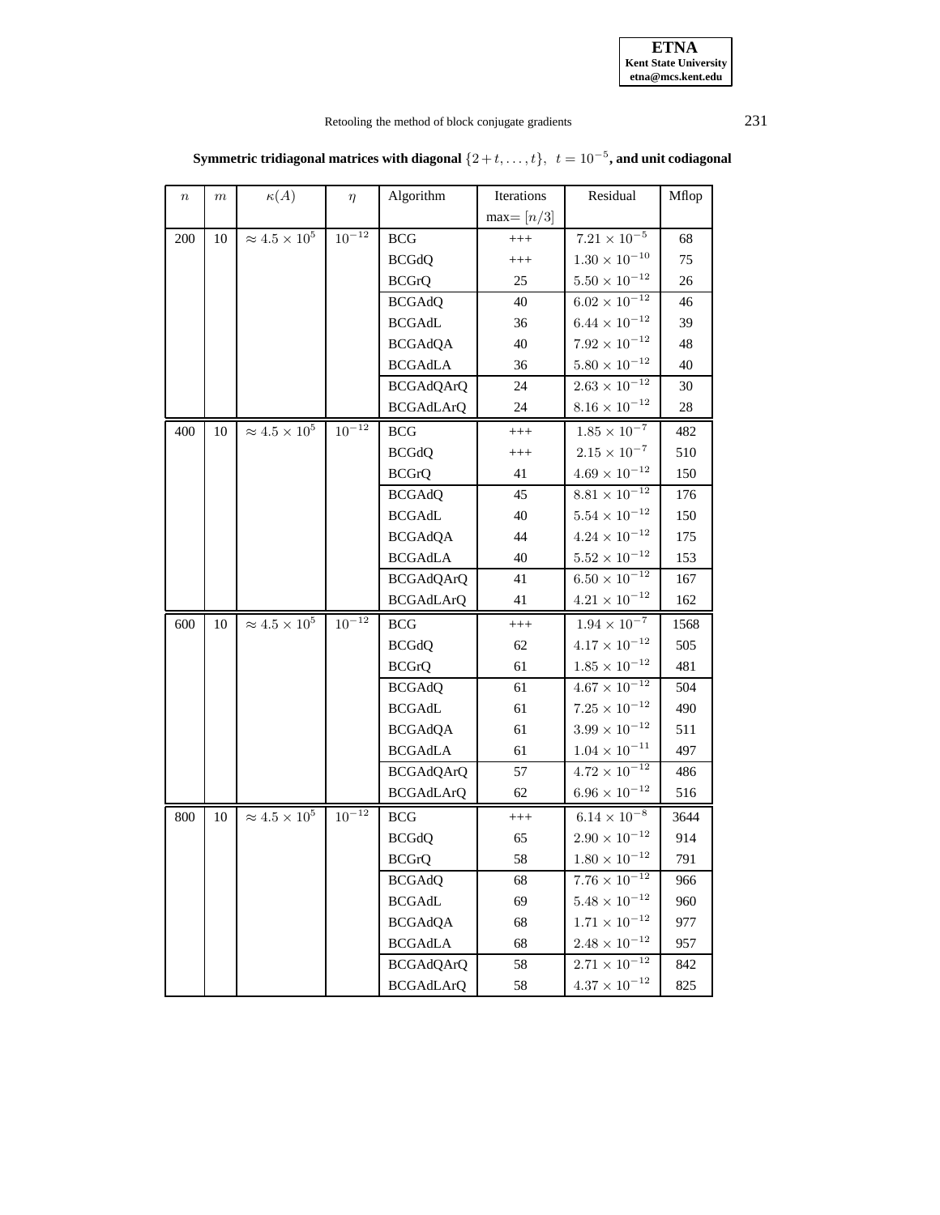**Symmetric tridiagonal matrices with diagonal $\{2+t,\ldots,t\},\ t = 10^{-5}$, and unit codiagonal**

| $n$ | $m$ | $\kappa(A)$ | $\eta$ | Algorithm | Iterations max= $[n/3]$ | Residual | Mflop |
|---|---|---|---|---|---|---|---|
| 200 | 10 | $\approx 4.5 \times 10^5$ | $10^{-12}$ | BCG | +++ | $7.21 \times 10^{-5}$ | 68 |
| | | | | BCGdQ | +++ | $1.30 \times 10^{-10}$ | 75 |
| | | | | BCGrQ | 25 | $5.50 \times 10^{-12}$ | 26 |
| | | | | BCGAdQ | 40 | $6.02 \times 10^{-12}$ | 46 |
| | | | | BCGAdL | 36 | $6.44 \times 10^{-12}$ | 39 |
| | | | | BCGAdQA | 40 | $7.92 \times 10^{-12}$ | 48 |
| | | | | BCGAdLA | 36 | $5.80 \times 10^{-12}$ | 40 |
| | | | | BCGAdQArQ | 24 | $2.63 \times 10^{-12}$ | 30 |
| | | | | BCGAdLArQ | 24 | $8.16 \times 10^{-12}$ | 28 |
| 400 | 10 | $\approx 4.5 \times 10^5$ | $10^{-12}$ | BCG | +++ | $1.85 \times 10^{-7}$ | 482 |
| | | | | BCGdQ | +++ | $2.15 \times 10^{-7}$ | 510 |
| | | | | BCGrQ | 41 | $4.69 \times 10^{-12}$ | 150 |
| | | | | BCGAdQ | 45 | $8.81 \times 10^{-12}$ | 176 |
| | | | | BCGAdL | 40 | $5.54 \times 10^{-12}$ | 150 |
| | | | | BCGAdQA | 44 | $4.24 \times 10^{-12}$ | 175 |
| | | | | BCGAdLA | 40 | $5.52 \times 10^{-12}$ | 153 |
| | | | | BCGAdQArQ | 41 | $6.50 \times 10^{-12}$ | 167 |
| | | | | BCGAdLArQ | 41 | $4.21 \times 10^{-12}$ | 162 |
| 600 | 10 | $\approx 4.5 \times 10^5$ | $10^{-12}$ | BCG | +++ | $1.94 \times 10^{-7}$ | 1568 |
| | | | | BCGdQ | 62 | $4.17 \times 10^{-12}$ | 505 |
| | | | | BCGrQ | 61 | $1.85 \times 10^{-12}$ | 481 |
| | | | | BCGAdQ | 61 | $4.67 \times 10^{-12}$ | 504 |
| | | | | BCGAdL | 61 | $7.25 \times 10^{-12}$ | 490 |
| | | | | BCGAdQA | 61 | $3.99 \times 10^{-12}$ | 511 |
| | | | | BCGAdLA | 61 | $1.04 \times 10^{-11}$ | 497 |
| | | | | BCGAdQArQ | 57 | $4.72 \times 10^{-12}$ | 486 |
| | | | | BCGAdLArQ | 62 | $6.96 \times 10^{-12}$ | 516 |
| 800 | 10 | $\approx 4.5 \times 10^5$ | $10^{-12}$ | BCG | +++ | $6.14 \times 10^{-8}$ | 3644 |
| | | | | BCGdQ | 65 | $2.90 \times 10^{-12}$ | 914 |
| | | | | BCGrQ | 58 | $1.80 \times 10^{-12}$ | 791 |
| | | | | BCGAdQ | 68 | $7.76 \times 10^{-12}$ | 966 |
| | | | | BCGAdL | 69 | $5.48 \times 10^{-12}$ | 960 |
| | | | | BCGAdQA | 68 | $1.71 \times 10^{-12}$ | 977 |
| | | | | BCGAdLA | 68 | $2.48 \times 10^{-12}$ | 957 |
| | | | | BCGAdQArQ | 58 | $2.71 \times 10^{-12}$ | 842 |
| | | | | BCGAdLArQ | 58 | $4.37 \times 10^{-12}$ | 825 |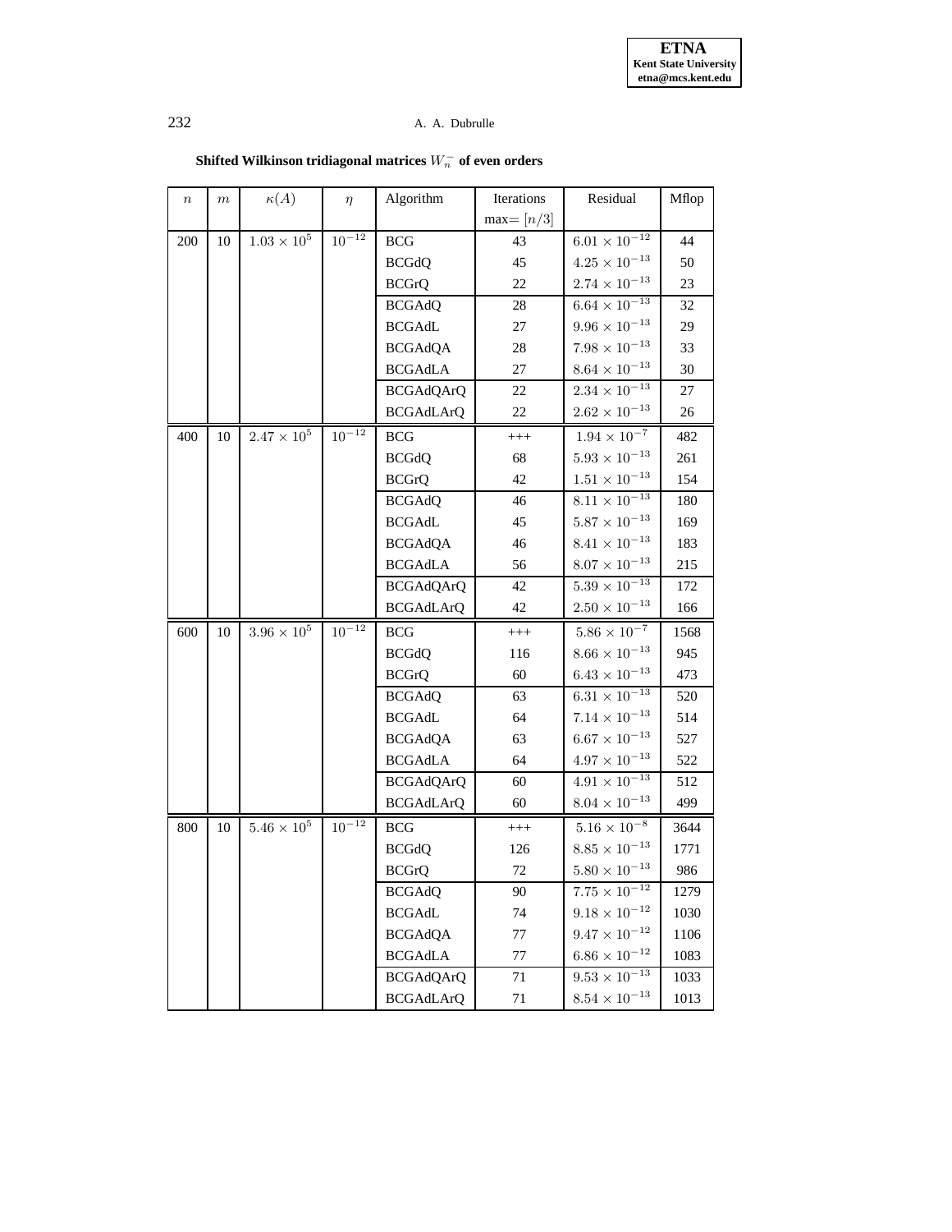**Shifted Wilkinson tridiagonal matrices $W_n^-$ of even orders**

| $n$ | $m$ | $\kappa(A)$ | $\eta$ | Algorithm | Iterations max= $[n/3]$ | Residual | Mflop |
|---|---|---|---|---|---|---|---|
| 200 | 10 | $1.03 \times 10^5$ | $10^{-12}$ | BCG | 43 | $6.01 \times 10^{-12}$ | 44 |
| | | | | BCGdQ | 45 | $4.25 \times 10^{-13}$ | 50 |
| | | | | BCGrQ | 22 | $2.74 \times 10^{-13}$ | 23 |
| | | | | BCGAdQ | 28 | $6.64 \times 10^{-13}$ | 32 |
| | | | | BCGAdL | 27 | $9.96 \times 10^{-13}$ | 29 |
| | | | | BCGAdQA | 28 | $7.98 \times 10^{-13}$ | 33 |
| | | | | BCGAdLA | 27 | $8.64 \times 10^{-13}$ | 30 |
| | | | | BCGAdQArQ | 22 | $2.34 \times 10^{-13}$ | 27 |
| | | | | BCGAdLArQ | 22 | $2.62 \times 10^{-13}$ | 26 |
| 400 | 10 | $2.47 \times 10^5$ | $10^{-12}$ | BCG | +++ | $1.94 \times 10^{-7}$ | 482 |
| | | | | BCGdQ | 68 | $5.93 \times 10^{-13}$ | 261 |
| | | | | BCGrQ | 42 | $1.51 \times 10^{-13}$ | 154 |
| | | | | BCGAdQ | 46 | $8.11 \times 10^{-13}$ | 180 |
| | | | | BCGAdL | 45 | $5.87 \times 10^{-13}$ | 169 |
| | | | | BCGAdQA | 46 | $8.41 \times 10^{-13}$ | 183 |
| | | | | BCGAdLA | 56 | $8.07 \times 10^{-13}$ | 215 |
| | | | | BCGAdQArQ | 42 | $5.39 \times 10^{-13}$ | 172 |
| | | | | BCGAdLArQ | 42 | $2.50 \times 10^{-13}$ | 166 |
| 600 | 10 | $3.96 \times 10^5$ | $10^{-12}$ | BCG | +++ | $5.86 \times 10^{-7}$ | 1568 |
| | | | | BCGdQ | 116 | $8.66 \times 10^{-13}$ | 945 |
| | | | | BCGrQ | 60 | $6.43 \times 10^{-13}$ | 473 |
| | | | | BCGAdQ | 63 | $6.31 \times 10^{-13}$ | 520 |
| | | | | BCGAdL | 64 | $7.14 \times 10^{-13}$ | 514 |
| | | | | BCGAdQA | 63 | $6.67 \times 10^{-13}$ | 527 |
| | | | | BCGAdLA | 64 | $4.97 \times 10^{-13}$ | 522 |
| | | | | BCGAdQArQ | 60 | $4.91 \times 10^{-13}$ | 512 |
| | | | | BCGAdLArQ | 60 | $8.04 \times 10^{-13}$ | 499 |
| 800 | 10 | $5.46 \times 10^5$ | $10^{-12}$ | BCG | +++ | $5.16 \times 10^{-8}$ | 3644 |
| | | | | BCGdQ | 126 | $8.85 \times 10^{-13}$ | 1771 |
| | | | | BCGrQ | 72 | $5.80 \times 10^{-13}$ | 986 |
| | | | | BCGAdQ | 90 | $7.75 \times 10^{-12}$ | 1279 |
| | | | | BCGAdL | 74 | $9.18 \times 10^{-12}$ | 1030 |
| | | | | BCGAdQA | 77 | $9.47 \times 10^{-12}$ | 1106 |
| | | | | BCGAdLA | 77 | $6.86 \times 10^{-12}$ | 1083 |
| | | | | BCGAdQArQ | 71 | $9.53 \times 10^{-13}$ | 1033 |
| | | | | BCGAdLArQ | 71 | $8.54 \times 10^{-13}$ | 1013 |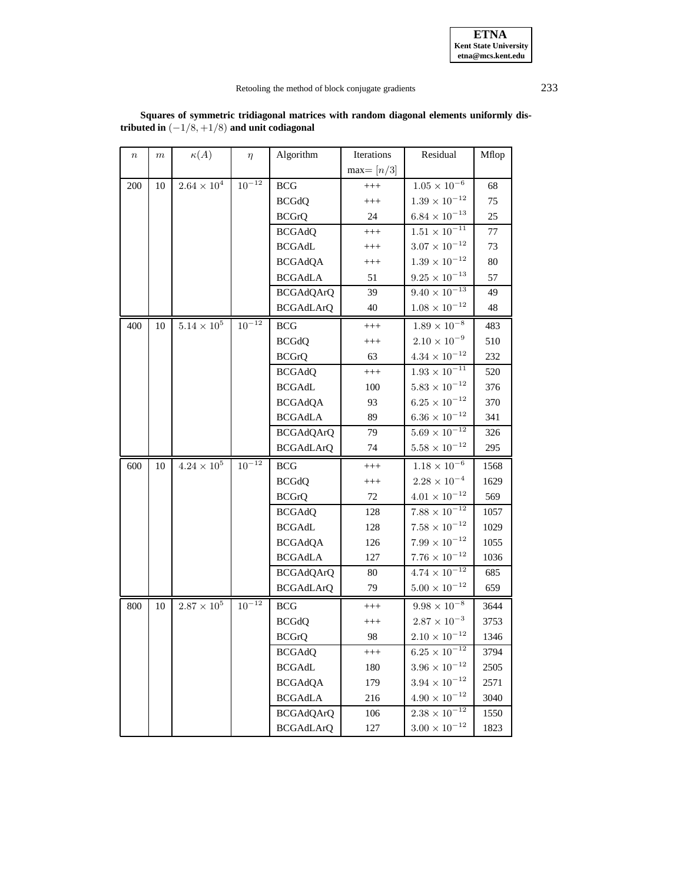**Squares of symmetric tridiagonal matrices with random diagonal elements uniformly distributed in $(-1/8, +1/8)$ and unit codiagonal**

| $n$ | $m$ | $\kappa(A)$ | $\eta$ | Algorithm | Iterations max= $[n/3]$ | Residual | Mflop |
|---|---|---|---|---|---|---|---|
| 200 | 10 | $2.64 \times 10^4$ | $10^{-12}$ | BCG | +++ | $1.05 \times 10^{-6}$ | 68 |
| | | | | BCGdQ | +++ | $1.39 \times 10^{-12}$ | 75 |
| | | | | BCGrQ | 24 | $6.84 \times 10^{-13}$ | 25 |
| | | | | BCGAdQ | +++ | $1.51 \times 10^{-11}$ | 77 |
| | | | | BCGAdL | +++ | $3.07 \times 10^{-12}$ | 73 |
| | | | | BCGAdQA | +++ | $1.39 \times 10^{-12}$ | 80 |
| | | | | BCGAdLA | 51 | $9.25 \times 10^{-13}$ | 57 |
| | | | | BCGAdQArQ | 39 | $9.40 \times 10^{-13}$ | 49 |
| | | | | BCGAdLArQ | 40 | $1.08 \times 10^{-12}$ | 48 |
| 400 | 10 | $5.14 \times 10^5$ | $10^{-12}$ | BCG | +++ | $1.89 \times 10^{-8}$ | 483 |
| | | | | BCGdQ | +++ | $2.10 \times 10^{-9}$ | 510 |
| | | | | BCGrQ | 63 | $4.34 \times 10^{-12}$ | 232 |
| | | | | BCGAdQ | +++ | $1.93 \times 10^{-11}$ | 520 |
| | | | | BCGAdL | 100 | $5.83 \times 10^{-12}$ | 376 |
| | | | | BCGAdQA | 93 | $6.25 \times 10^{-12}$ | 370 |
| | | | | BCGAdLA | 89 | $6.36 \times 10^{-12}$ | 341 |
| | | | | BCGAdQArQ | 79 | $5.69 \times 10^{-12}$ | 326 |
| | | | | BCGAdLArQ | 74 | $5.58 \times 10^{-12}$ | 295 |
| 600 | 10 | $4.24 \times 10^5$ | $10^{-12}$ | BCG | +++ | $1.18 \times 10^{-6}$ | 1568 |
| | | | | BCGdQ | +++ | $2.28 \times 10^{-4}$ | 1629 |
| | | | | BCGrQ | 72 | $4.01 \times 10^{-12}$ | 569 |
| | | | | BCGAdQ | 128 | $7.88 \times 10^{-12}$ | 1057 |
| | | | | BCGAdL | 128 | $7.58 \times 10^{-12}$ | 1029 |
| | | | | BCGAdQA | 126 | $7.99 \times 10^{-12}$ | 1055 |
| | | | | BCGAdLA | 127 | $7.76 \times 10^{-12}$ | 1036 |
| | | | | BCGAdQArQ | 80 | $4.74 \times 10^{-12}$ | 685 |
| | | | | BCGAdLArQ | 79 | $5.00 \times 10^{-12}$ | 659 |
| 800 | 10 | $2.87 \times 10^5$ | $10^{-12}$ | BCG | +++ | $9.98 \times 10^{-8}$ | 3644 |
| | | | | BCGdQ | +++ | $2.87 \times 10^{-3}$ | 3753 |
| | | | | BCGrQ | 98 | $2.10 \times 10^{-12}$ | 1346 |
| | | | | BCGAdQ | +++ | $6.25 \times 10^{-12}$ | 3794 |
| | | | | BCGAdL | 180 | $3.96 \times 10^{-12}$ | 2505 |
| | | | | BCGAdQA | 179 | $3.94 \times 10^{-12}$ | 2571 |
| | | | | BCGAdLA | 216 | $4.90 \times 10^{-12}$ | 3040 |
| | | | | BCGAdQArQ | 106 | $2.38 \times 10^{-12}$ | 1550 |
| | | | | BCGAdLArQ | 127 | $3.00 \times 10^{-12}$ | 1823 |